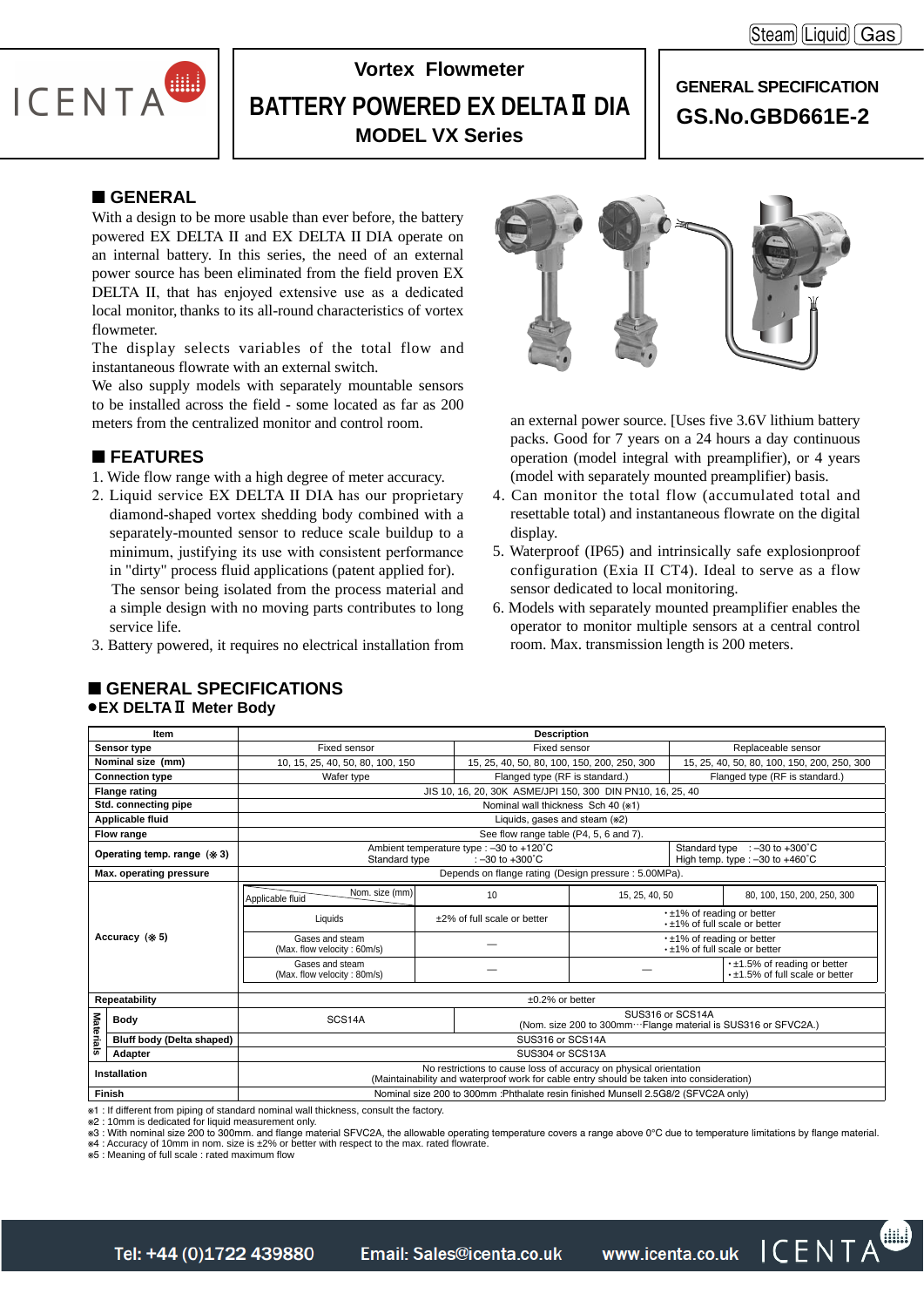Steam Liquid Gas

ICENTA

# Vortex Flowmeter

# BATTERY POWERED EX DELTA Ⅱ DIA

## MODEL VX Series

**GENERAL SPECIFICATION**

**GS.No.GBD661E-2**

## ■ GENERAL

With a design to be more usable than ever before, the battery powered EX DELTA II and EX DELTA II DIA operate on an internal battery. In this series, the need of an external power source has been eliminated from the field proven EX DELTA II, that has enjoyed extensive use as a dedicated local monitor, thanks to its all-round characteristics of vortex flowmeter.

The display selects variables of the total flow and instantaneous flowrate with an external switch.

We also supply models with separately mountable sensors to be installed across the field - some located as far as 200 meters from the centralized monitor and control room.

## ■ FEATURES

1. Wide flow range with a high degree of meter accuracy.
2. Liquid service EX DELTA II DIA has our proprietary diamond-shaped vortex shedding body combined with a separately-mounted sensor to reduce scale buildup to a minimum, justifying its use with consistent performance in "dirty" process fluid applications (patent applied for). The sensor being isolated from the process material and a simple design with no moving parts contributes to long service life.
3. Battery powered, it requires no electrical installation from an external power source. [Uses five 3.6V lithium battery packs. Good for 7 years on a 24 hours a day continuous operation (model integral with preamplifier), or 4 years (model with separately mounted preamplifier) basis.
4. Can monitor the total flow (accumulated total and resettable total) and instantaneous flowrate on the digital display.
5. Waterproof (IP65) and intrinsically safe explosionproof configuration (Exia II CT4). Ideal to serve as a flow sensor dedicated to local monitoring.
6. Models with separately mounted preamplifier enables the operator to monitor multiple sensors at a central control room. Max. transmission length is 200 meters.

## ■ GENERAL SPECIFICATIONS

### ●EX DELTA Ⅱ Meter Body

| Item | | Description | | | |
|---|---|---|---|---|---|
| Sensor type | | Fixed sensor | Fixed sensor | | Replaceable sensor |
| Nominal size (mm) | | 10, 15, 25, 40, 50, 80, 100, 150 | 15, 25, 40, 50, 80, 100, 150, 200, 250, 300 | | 15, 25, 40, 50, 80, 100, 150, 200, 250, 300 |
| Connection type | | Wafer type | Flanged type (RF is standard.) | | Flanged type (RF is standard.) |
| Flange rating | | JIS 10, 16, 20, 30K ASME/JPI 150, 300 DIN PN10, 16, 25, 40 | | | |
| Std. connecting pipe | | Nominal wall thickness Sch 40 (※1) | | | |
| Applicable fluid | | Liquids, gases and steam (※2) | | | |
| Flow range | | See flow range table (P4, 5, 6 and 7). | | | |
| Operating temp. range (※3) | | Ambient temperature type : –30 to +120˚C<br>Standard type : –30 to +300˚C | | | Standard type : –30 to +300˚C<br>High temp. type : –30 to +460˚C |
| Max. operating pressure | | Depends on flange rating (Design pressure : 5.00MPa). | | | |
| Accuracy (※5) | Applicable fluid / Nom. size (mm) | 10 | 15, 25, 40, 50 | | 80, 100, 150, 200, 250, 300 |
| | Liquids | ±2% of full scale or better | ・±1% of reading or better<br>・±1% of full scale or better | | |
| | Gases and steam (Max. flow velocity : 60m/s) | — | ・±1% of reading or better<br>・±1% of full scale or better | | |
| | Gases and steam (Max. flow velocity : 80m/s) | — | — | | ・±1.5% of reading or better<br>・±1.5% of full scale or better |
| Repeatability | | ±0.2% or better | | | |
| Materials | Body | SCS14A | SUS316 or SCS14A<br>(Nom. size 200 to 300mm···Flange material is SUS316 or SFVC2A.) | | |
| | Bluff body (Delta shaped) | SUS316 or SCS14A | | | |
| | Adapter | SUS304 or SCS13A | | | |
| Installation | | No restrictions to cause loss of accuracy on physical orientation<br>(Maintainability and waterproof work for cable entry should be taken into consideration) | | | |
| Finish | | Nominal size 200 to 300mm :Phthalate resin finished Munsell 2.5G8/2 (SFVC2A only) | | | |

※1 : If different from piping of standard nominal wall thickness, consult the factory.
※2 : 10mm is dedicated for liquid measurement only.
※3 : With nominal size 200 to 300mm. and flange material SFVC2A, the allowable operating temperature covers a range above 0°C due to temperature limitations by flange material.
※4 : Accuracy of 10mm in nom. size is ±2% or better with respect to the max. rated flowrate.
※5 : Meaning of full scale : rated maximum flow

Tel: +44 (0)1722 439880 Email: Sales@icenta.co.uk www.icenta.co.uk ICENTA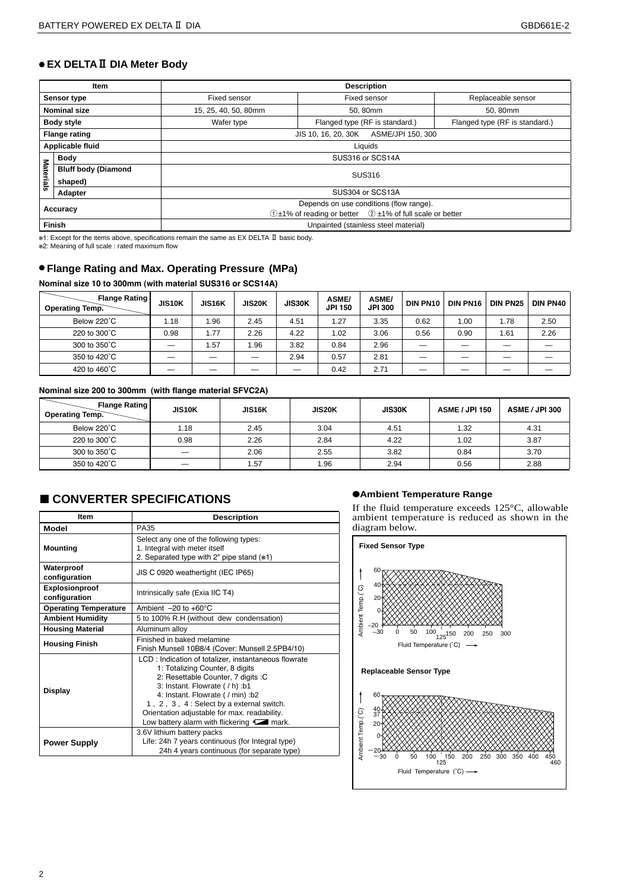## ● EX DELTA Ⅱ DIA Meter Body

| Item | | Description | | |
|---|---|---|---|---|
| Sensor type | | Fixed sensor | Fixed sensor | Replaceable sensor |
| Nominal size | | 15, 25, 40, 50, 80mm | 50, 80mm | 50, 80mm |
| Body style | | Wafer type | Flanged type (RF is standard.) | Flanged type (RF is standard.) |
| Flange rating | | JIS 10, 16, 20, 30K　ASME/JPI 150, 300 | | |
| Applicable fluid | | Liquids | | |
| Materials | Body | SUS316 or SCS14A | | |
| | Bluff body (Diamond shaped) | SUS316 | | |
| | Adapter | SUS304 or SCS13A | | |
| Accuracy | | Depends on use conditions (flow range). ①±1% of reading or better　②±1% of full scale or better | | |
| Finish | | Unpainted (stainless steel material) | | |

※1: Except for the items above, specifications remain the same as EX DELTA Ⅱ basic body.
※2: Meaning of full scale : rated maximum flow

## ● Flange Rating and Max. Operating Pressure (MPa)

**Nominal size 10 to 300mm (with material SUS316 or SCS14A)**

| Operating Temp. \ Flange Rating | JIS10K | JIS16K | JIS20K | JIS30K | ASME/ JPI 150 | ASME/ JPI 300 | DIN PN10 | DIN PN16 | DIN PN25 | DIN PN40 |
|---|---|---|---|---|---|---|---|---|---|---|
| Below 220˚C | 1.18 | 1.96 | 2.45 | 4.51 | 1.27 | 3.35 | 0.62 | 1.00 | 1.78 | 2.50 |
| 220 to 300˚C | 0.98 | 1.77 | 2.26 | 4.22 | 1.02 | 3.06 | 0.56 | 0.90 | 1.61 | 2.26 |
| 300 to 350˚C | — | 1.57 | 1.96 | 3.82 | 0.84 | 2.96 | — | — | — | — |
| 350 to 420˚C | — | — | — | 2.94 | 0.57 | 2.81 | — | — | — | — |
| 420 to 460˚C | — | — | — | — | 0.42 | 2.71 | — | — | — | — |

**Nominal size 200 to 300mm (with flange material SFVC2A)**

| Operating Temp. \ Flange Rating | JIS10K | JIS16K | JIS20K | JIS30K | ASME / JPI 150 | ASME / JPI 300 |
|---|---|---|---|---|---|---|
| Below 220˚C | 1.18 | 2.45 | 3.04 | 4.51 | 1.32 | 4.31 |
| 220 to 300˚C | 0.98 | 2.26 | 2.84 | 4.22 | 1.02 | 3.87 |
| 300 to 350˚C | — | 2.06 | 2.55 | 3.82 | 0.84 | 3.70 |
| 350 to 420˚C | — | 1.57 | 1.96 | 2.94 | 0.56 | 2.88 |

## ■ CONVERTER SPECIFICATIONS

| Item | Description |
|---|---|
| Model | PA35 |
| Mounting | Select any one of the following types:<br>1. Integral with meter itself<br>2. Separated type with 2" pipe stand (※1) |
| Waterproof configuration | JIS C 0920 weathertight (IEC IP65) |
| Explosionproof configuration | Intrinsically safe (Exia IIC T4) |
| Operating Temperature | Ambient −20 to +60°C |
| Ambient Humidity | 5 to 100% R.H (without dew condensation) |
| Housing Material | Aluminum alloy |
| Housing Finish | Finished in baked melamine<br>Finish Munsell 10B8/4 (Cover: Munsell 2.5PB4/10) |
| Display | LCD : Indication of totalizer, instantaneous flowrate<br>1: Totalizing Counter, 8 digits<br>2: Resettable Counter, 7 digits :C<br>3: Instant. Flowrate ( / h) :b1<br>4: Instant. Flowrate ( / min) :b2<br>1, 2, 3, 4 : Select by a external switch.<br>Orientation adjustable for max. readability.<br>Low battery alarm with flickering mark. |
| Power Supply | 3.6V lithium battery packs<br>Life: 24h 7 years continuous (for Integral type)<br>24h 4 years continuous (for separate type) |

### ● Ambient Temperature Range

If the fluid temperature exceeds 125°C, allowable ambient temperature is reduced as shown in the diagram below.

**Fixed Sensor Type**

Ambient Temp.(˚C): −20, 0, 20, 40, 60
Fluid Temperature (˚C): −30, 0, 50, 100, 125, 150, 200, 250, 300

**Replaceable Sensor Type**

Ambient Temp.(˚C): −20, 0, 20, 37, 40, 60
Fluid Temperature (˚C): −30, 0, 50, 100, 125, 150, 200, 250, 300, 350, 400, 450, 460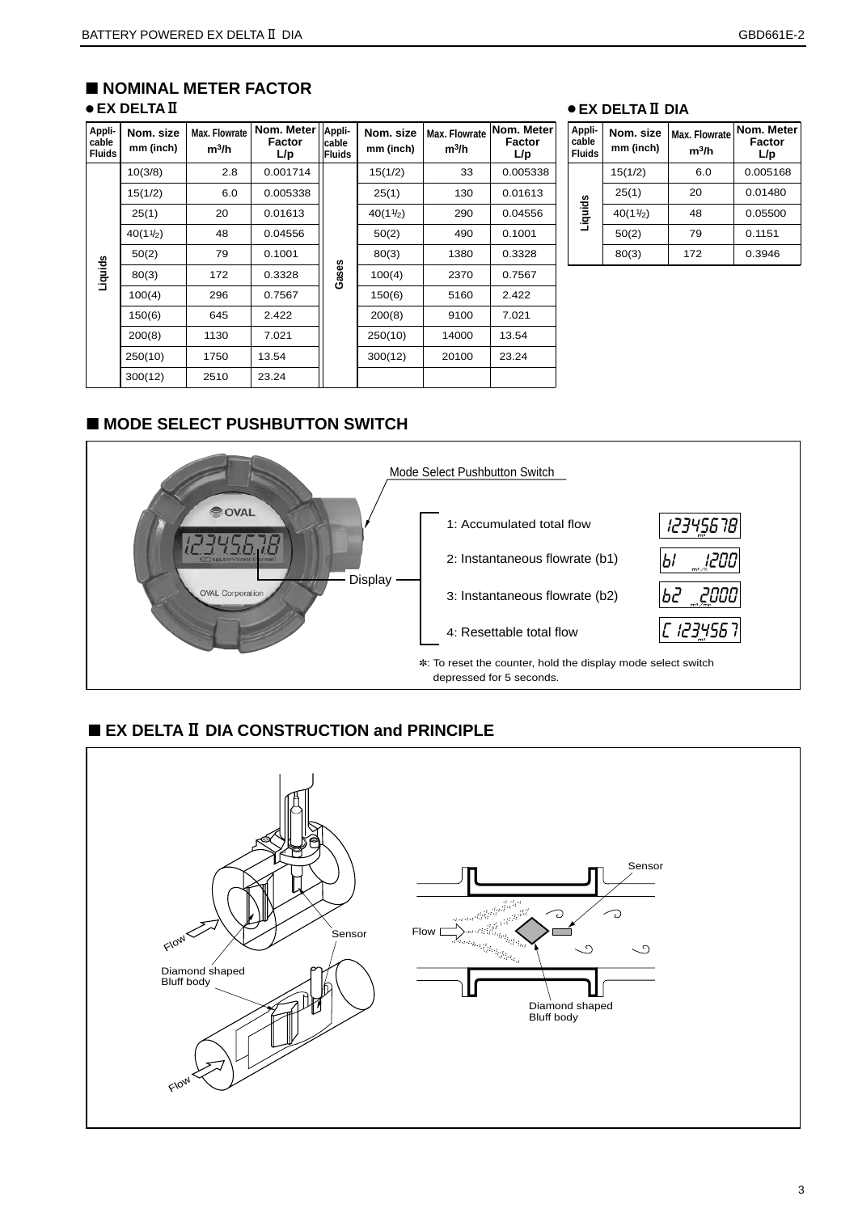## ■ NOMINAL METER FACTOR

### ● EX DELTA Ⅱ

| Applicable Fluids | Nom. size mm (inch) | Max. Flowrate $m^3/h$ | Nom. Meter Factor L/p | Applicable Fluids | Nom. size mm (inch) | Max. Flowrate $m^3/h$ | Nom. Meter Factor L/p |
|---|---|---|---|---|---|---|---|
| Liquids | 10(3/8) | 2.8 | 0.001714 | Gases | 15(1/2) | 33 | 0.005338 |
| | 15(1/2) | 6.0 | 0.005338 | | 25(1) | 130 | 0.01613 |
| | 25(1) | 20 | 0.01613 | | 40(1½) | 290 | 0.04556 |
| | 40(1½) | 48 | 0.04556 | | 50(2) | 490 | 0.1001 |
| | 50(2) | 79 | 0.1001 | | 80(3) | 1380 | 0.3328 |
| | 80(3) | 172 | 0.3328 | | 100(4) | 2370 | 0.7567 |
| | 100(4) | 296 | 0.7567 | | 150(6) | 5160 | 2.422 |
| | 150(6) | 645 | 2.422 | | 200(8) | 9100 | 7.021 |
| | 200(8) | 1130 | 7.021 | | 250(10) | 14000 | 13.54 |
| | 250(10) | 1750 | 13.54 | | 300(12) | 20100 | 23.24 |
| | 300(12) | 2510 | 23.24 | | | | |

### ● EX DELTA Ⅱ DIA

| Applicable Fluids | Nom. size mm (inch) | Max. Flowrate $m^3/h$ | Nom. Meter Factor L/p |
|---|---|---|---|
| Liquids | 15(1/2) | 6.0 | 0.005168 |
| | 25(1) | 20 | 0.01480 |
| | 40(1½) | 48 | 0.05500 |
| | 50(2) | 79 | 0.1151 |
| | 80(3) | 172 | 0.3946 |

## ■ MODE SELECT PUSHBUTTON SWITCH

Mode Select Pushbutton Switch

Display

1: Accumulated total flow — 12345678

2: Instantaneous flowrate (b1) — b1 1200

3: Instantaneous flowrate (b2) — b2 2000

4: Resettable total flow — C 1234567

*: To reset the counter, hold the display mode select switch depressed for 5 seconds.

## ■ EX DELTA Ⅱ DIA CONSTRUCTION and PRINCIPLE

Flow

Sensor

Diamond shaped Bluff body

Flow

Sensor

Flow

Diamond shaped Bluff body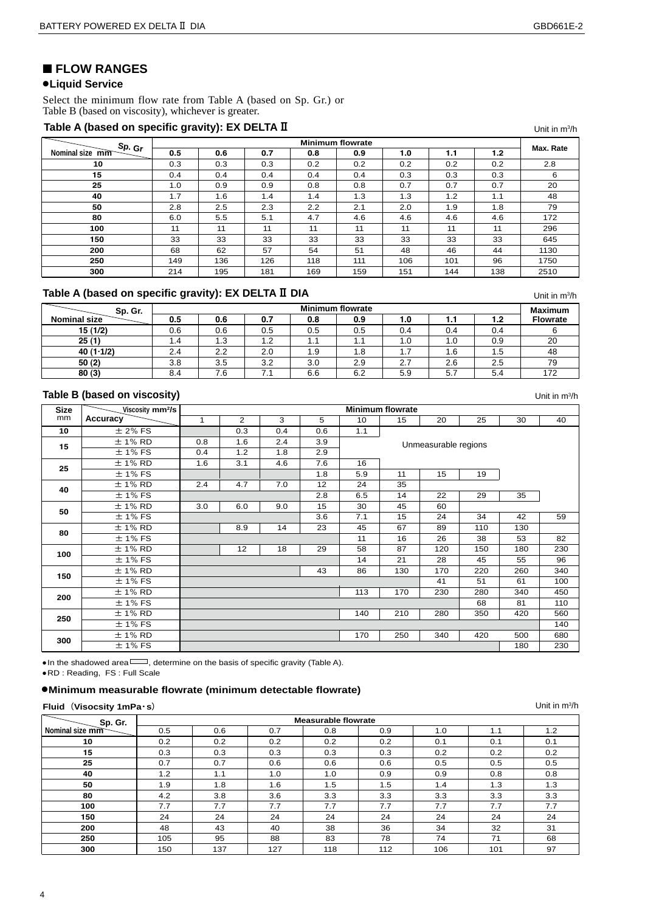## ■ FLOW RANGES

### ●Liquid Service

Select the minimum flow rate from Table A (based on Sp. Gr.) or Table B (based on viscosity), whichever is greater.

**Table A (based on specific gravity): EX DELTA Ⅱ**

Unit in m³/h

| Nominal size mm \ Sp. Gr | Minimum flowrate | | | | | | | | Max. Rate |
|---|---|---|---|---|---|---|---|---|---|
| | **0.5** | **0.6** | **0.7** | **0.8** | **0.9** | **1.0** | **1.1** | **1.2** | |
| **10** | 0.3 | 0.3 | 0.3 | 0.2 | 0.2 | 0.2 | 0.2 | 0.2 | 2.8 |
| **15** | 0.4 | 0.4 | 0.4 | 0.4 | 0.4 | 0.3 | 0.3 | 0.3 | 6 |
| **25** | 1.0 | 0.9 | 0.9 | 0.8 | 0.8 | 0.7 | 0.7 | 0.7 | 20 |
| **40** | 1.7 | 1.6 | 1.4 | 1.4 | 1.3 | 1.3 | 1.2 | 1.1 | 48 |
| **50** | 2.8 | 2.5 | 2.3 | 2.2 | 2.1 | 2.0 | 1.9 | 1.8 | 79 |
| **80** | 6.0 | 5.5 | 5.1 | 4.7 | 4.6 | 4.6 | 4.6 | 4.6 | 172 |
| **100** | 11 | 11 | 11 | 11 | 11 | 11 | 11 | 11 | 296 |
| **150** | 33 | 33 | 33 | 33 | 33 | 33 | 33 | 33 | 645 |
| **200** | 68 | 62 | 57 | 54 | 51 | 48 | 46 | 44 | 1130 |
| **250** | 149 | 136 | 126 | 118 | 111 | 106 | 101 | 96 | 1750 |
| **300** | 214 | 195 | 181 | 169 | 159 | 151 | 144 | 138 | 2510 |

**Table A (based on specific gravity): EX DELTA Ⅱ DIA**

Unit in m³/h

| Nominal size \ Sp. Gr. | Minimum flowrate | | | | | | | | Maximum Flowrate |
|---|---|---|---|---|---|---|---|---|---|
| | **0.5** | **0.6** | **0.7** | **0.8** | **0.9** | **1.0** | **1.1** | **1.2** | |
| **15 (1/2)** | 0.6 | 0.6 | 0.5 | 0.5 | 0.5 | 0.4 | 0.4 | 0.4 | 6 |
| **25 (1)** | 1.4 | 1.3 | 1.2 | 1.1 | 1.1 | 1.0 | 1.0 | 0.9 | 20 |
| **40 (1·1/2)** | 2.4 | 2.2 | 2.0 | 1.9 | 1.8 | 1.7 | 1.6 | 1.5 | 48 |
| **50 (2)** | 3.8 | 3.5 | 3.2 | 3.0 | 2.9 | 2.7 | 2.6 | 2.5 | 79 |
| **80 (3)** | 8.4 | 7.6 | 7.1 | 6.6 | 6.2 | 5.9 | 5.7 | 5.4 | 172 |

**Table B (based on viscosity)**

Unit in m³/h

| Size mm | Viscosity mm²/s \ Accuracy | Minimum flowrate | | | | | | | | | |
|---|---|---|---|---|---|---|---|---|---|---|---|
| | | 1 | 2 | 3 | 5 | 10 | 15 | 20 | 25 | 30 | 40 |
| **10** | ± 2% FS | | 0.3 | 0.4 | 0.6 | 1.1 | | | | | |
| **15** | ± 1% RD | 0.8 | 1.6 | 2.4 | 3.9 | | Unmeasurable regions | | | | |
| | ± 1% FS | 0.4 | 1.2 | 1.8 | 2.9 | | | | | | |
| **25** | ± 1% RD | 1.6 | 3.1 | 4.6 | 7.6 | 16 | | | | | |
| | ± 1% FS | | | | 1.8 | 5.9 | 11 | 15 | 19 | | |
| **40** | ± 1% RD | 2.4 | 4.7 | 7.0 | 12 | 24 | 35 | | | | |
| | ± 1% FS | | | | 2.8 | 6.5 | 14 | 22 | 29 | 35 | |
| **50** | ± 1% RD | 3.0 | 6.0 | 9.0 | 15 | 30 | 45 | 60 | | | |
| | ± 1% FS | | | | 3.6 | 7.1 | 15 | 24 | 34 | 42 | 59 |
| **80** | ± 1% RD | | 8.9 | 14 | 23 | 45 | 67 | 89 | 110 | 130 | |
| | ± 1% FS | | | | | 11 | 16 | 26 | 38 | 53 | 82 |
| **100** | ± 1% RD | | 12 | 18 | 29 | 58 | 87 | 120 | 150 | 180 | 230 |
| | ± 1% FS | | | | | 14 | 21 | 28 | 45 | 55 | 96 |
| **150** | ± 1% RD | | | | 43 | 86 | 130 | 170 | 220 | 260 | 340 |
| | ± 1% FS | | | | | | | 41 | 51 | 61 | 100 |
| **200** | ± 1% RD | | | | | 113 | 170 | 230 | 280 | 340 | 450 |
| | ± 1% FS | | | | | | | | 68 | 81 | 110 |
| **250** | ± 1% RD | | | | | 140 | 210 | 280 | 350 | 420 | 560 |
| | ± 1% FS | | | | | | | | | | 140 |
| **300** | ± 1% RD | | | | | 170 | 250 | 340 | 420 | 500 | 680 |
| | ± 1% FS | | | | | | | | | 180 | 230 |

● In the shadowed area, determine on the basis of specific gravity (Table A).

● RD : Reading, FS : Full Scale

### ●Minimum measurable flowrate (minimum detectable flowrate)

**Fluid（Visocsity 1mPa･s）**

Unit in m³/h

| Nominal size mm \ Sp. Gr. | Measurable flowrate | | | | | | | |
|---|---|---|---|---|---|---|---|---|
| | 0.5 | 0.6 | 0.7 | 0.8 | 0.9 | 1.0 | 1.1 | 1.2 |
| **10** | 0.2 | 0.2 | 0.2 | 0.2 | 0.2 | 0.1 | 0.1 | 0.1 |
| **15** | 0.3 | 0.3 | 0.3 | 0.3 | 0.3 | 0.2 | 0.2 | 0.2 |
| **25** | 0.7 | 0.7 | 0.6 | 0.6 | 0.6 | 0.5 | 0.5 | 0.5 |
| **40** | 1.2 | 1.1 | 1.0 | 1.0 | 0.9 | 0.9 | 0.8 | 0.8 |
| **50** | 1.9 | 1.8 | 1.6 | 1.5 | 1.5 | 1.4 | 1.3 | 1.3 |
| **80** | 4.2 | 3.8 | 3.6 | 3.3 | 3.3 | 3.3 | 3.3 | 3.3 |
| **100** | 7.7 | 7.7 | 7.7 | 7.7 | 7.7 | 7.7 | 7.7 | 7.7 |
| **150** | 24 | 24 | 24 | 24 | 24 | 24 | 24 | 24 |
| **200** | 48 | 43 | 40 | 38 | 36 | 34 | 32 | 31 |
| **250** | 105 | 95 | 88 | 83 | 78 | 74 | 71 | 68 |
| **300** | 150 | 137 | 127 | 118 | 112 | 106 | 101 | 97 |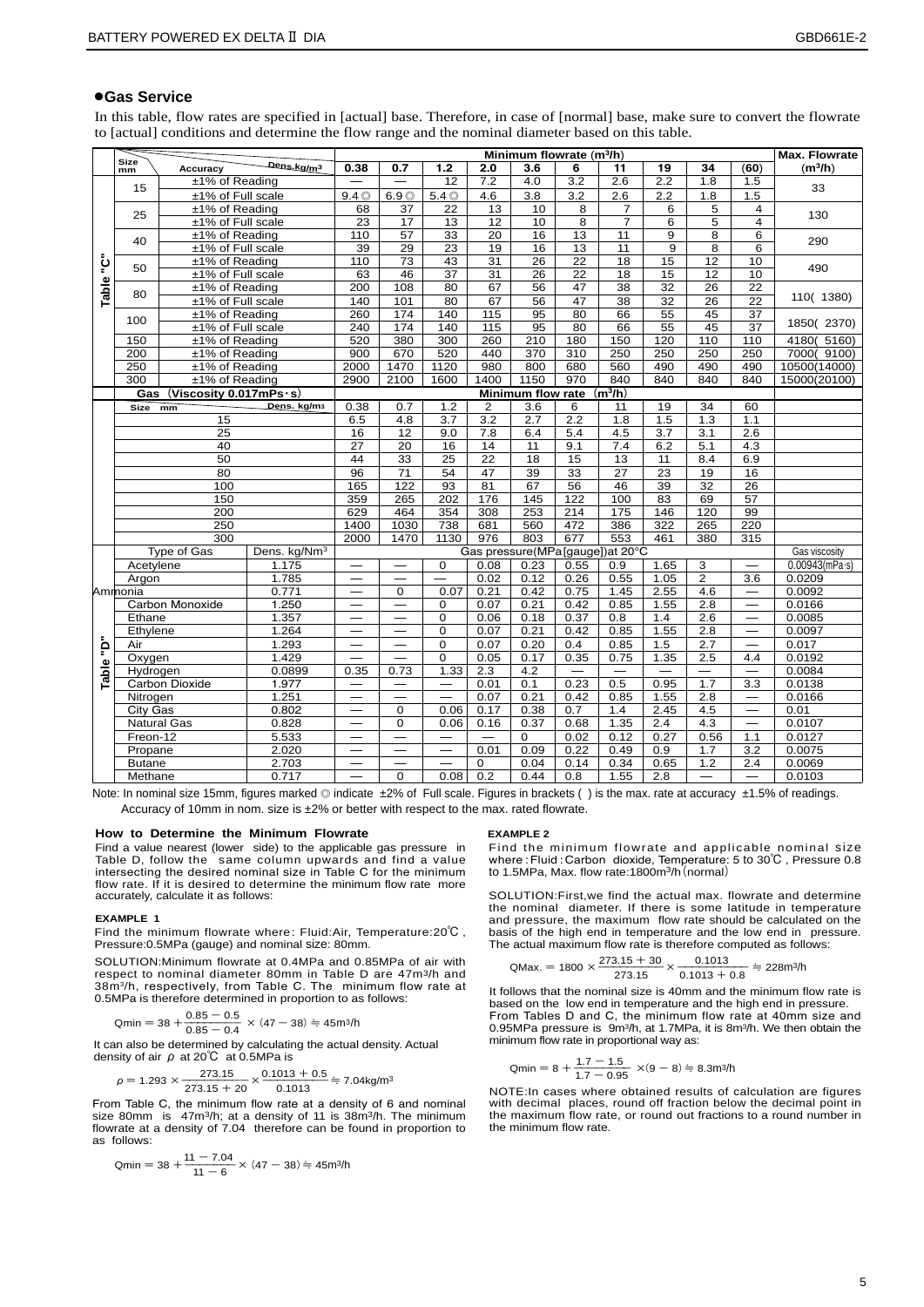## ●Gas Service

In this table, flow rates are specified in [actual] base. Therefore, in case of [normal] base, make sure to convert the flowrate to [actual] conditions and determine the flow range and the nominal diameter based on this table.

| | Size mm | Accuracy / Dens.kg/m³ | 0.38 | 0.7 | 1.2 | 2.0 | 3.6 | 6 | 11 | 19 | 34 | (60) | Max. Flowrate (m³/h) |
|---|---|---|---|---|---|---|---|---|---|---|---|---|---|
| | | | Minimum flowrate (m³/h) | | | | | | | | | | |
| Table "C" | 15 | ±1% of Reading | — | — | 12 | 7.2 | 4.0 | 3.2 | 2.6 | 2.2 | 1.8 | 1.5 | 33 |
| | | ±1% of Full scale | 9.4◎ | 6.9◎ | 5.4◎ | 4.6 | 3.8 | 3.2 | 2.6 | 2.2 | 1.8 | 1.5 | |
| | 25 | ±1% of Reading | 68 | 37 | 22 | 13 | 10 | 8 | 7 | 6 | 5 | 4 | 130 |
| | | ±1% of Full scale | 23 | 17 | 13 | 12 | 10 | 8 | 7 | 6 | 5 | 4 | |
| | 40 | ±1% of Reading | 110 | 57 | 33 | 20 | 16 | 13 | 11 | 9 | 8 | 6 | 290 |
| | | ±1% of Full scale | 39 | 29 | 23 | 19 | 16 | 13 | 11 | 9 | 8 | 6 | |
| | 50 | ±1% of Reading | 110 | 73 | 43 | 31 | 26 | 22 | 18 | 15 | 12 | 10 | 490 |
| | | ±1% of Full scale | 63 | 46 | 37 | 31 | 26 | 22 | 18 | 15 | 12 | 10 | |
| | 80 | ±1% of Reading | 200 | 108 | 80 | 67 | 56 | 47 | 38 | 32 | 26 | 22 | 110( 1380) |
| | | ±1% of Full scale | 140 | 101 | 80 | 67 | 56 | 47 | 38 | 32 | 26 | 22 | |
| | 100 | ±1% of Reading | 260 | 174 | 140 | 115 | 95 | 80 | 66 | 55 | 45 | 37 | 1850( 2370) |
| | | ±1% of Full scale | 240 | 174 | 140 | 115 | 95 | 80 | 66 | 55 | 45 | 37 | |
| | 150 | ±1% of Reading | 520 | 380 | 300 | 260 | 210 | 180 | 150 | 120 | 110 | 110 | 4180( 5160) |
| | 200 | ±1% of Reading | 900 | 670 | 520 | 440 | 370 | 310 | 250 | 250 | 250 | 250 | 7000( 9100) |
| | 250 | ±1% of Reading | 2000 | 1470 | 1120 | 980 | 800 | 680 | 560 | 490 | 490 | 490 | 10500(14000) |
| | 300 | ±1% of Reading | 2900 | 2100 | 1600 | 1400 | 1150 | 970 | 840 | 840 | 840 | 840 | 15000(20100) |

| Gas (Viscosity 0.017mPs·s) Size mm / Dens. kg/m³ | 0.38 | 0.7 | 1.2 | 2 | 3.6 | 6 | 11 | 19 | 34 | 60 |
|---|---|---|---|---|---|---|---|---|---|---|
| | Minimum flow rate (m³/h) | | | | | | | | | |
| 15 | 6.5 | 4.8 | 3.7 | 3.2 | 2.7 | 2.2 | 1.8 | 1.5 | 1.3 | 1.1 |
| 25 | 16 | 12 | 9.0 | 7.8 | 6.4 | 5.4 | 4.5 | 3.7 | 3.1 | 2.6 |
| 40 | 27 | 20 | 16 | 14 | 11 | 9.1 | 7.4 | 6.2 | 5.1 | 4.3 |
| 50 | 44 | 33 | 25 | 22 | 18 | 15 | 13 | 11 | 8.4 | 6.9 |
| 80 | 96 | 71 | 54 | 47 | 39 | 33 | 27 | 23 | 19 | 16 |
| 100 | 165 | 122 | 93 | 81 | 67 | 56 | 46 | 39 | 32 | 26 |
| 150 | 359 | 265 | 202 | 176 | 145 | 122 | 100 | 83 | 69 | 57 |
| 200 | 629 | 464 | 354 | 308 | 253 | 214 | 175 | 146 | 120 | 99 |
| 250 | 1400 | 1030 | 738 | 681 | 560 | 472 | 386 | 322 | 265 | 220 |
| 300 | 2000 | 1470 | 1130 | 976 | 803 | 677 | 553 | 461 | 380 | 315 |

| Table "D" Type of Gas | Dens. kg/Nm³ | Gas pressure(MPa[gauge])at 20°C | | | | | | | | | | Gas viscosity |
|---|---|---|---|---|---|---|---|---|---|---|---|---|
| Acetylene | 1.175 | — | — | 0 | 0.08 | 0.23 | 0.55 | 0.9 | 1.65 | 3 | — | 0.00943(mPa·s) |
| Argon | 1.785 | — | — | — | 0.02 | 0.12 | 0.26 | 0.55 | 1.05 | 2 | 3.6 | 0.0209 |
| Ammonia | 0.771 | — | 0 | 0.07 | 0.21 | 0.42 | 0.75 | 1.45 | 2.55 | 4.6 | — | 0.0092 |
| Carbon Monoxide | 1.250 | — | — | 0 | 0.07 | 0.21 | 0.42 | 0.85 | 1.55 | 2.8 | — | 0.0166 |
| Ethane | 1.357 | — | — | 0 | 0.06 | 0.18 | 0.37 | 0.8 | 1.4 | 2.6 | — | 0.0085 |
| Ethylene | 1.264 | — | — | 0 | 0.07 | 0.21 | 0.42 | 0.85 | 1.55 | 2.8 | — | 0.0097 |
| Air | 1.293 | — | — | 0 | 0.07 | 0.20 | 0.4 | 0.85 | 1.5 | 2.7 | — | 0.017 |
| Oxygen | 1.429 | — | — | 0 | 0.05 | 0.17 | 0.35 | 0.75 | 1.35 | 2.5 | 4.4 | 0.0192 |
| Hydrogen | 0.0899 | 0.35 | 0.73 | 1.33 | 2.3 | 4.2 | — | — | — | — | — | 0.0084 |
| Carbon Dioxide | 1.977 | — | — | — | 0.01 | 0.1 | 0.23 | 0.5 | 0.95 | 1.7 | 3.3 | 0.0138 |
| Nitrogen | 1.251 | — | — | — | 0.07 | 0.21 | 0.42 | 0.85 | 1.55 | 2.8 | — | 0.0166 |
| City Gas | 0.802 | — | 0 | 0.06 | 0.17 | 0.38 | 0.7 | 1.4 | 2.45 | 4.5 | — | 0.01 |
| Natural Gas | 0.828 | — | 0 | 0.06 | 0.16 | 0.37 | 0.68 | 1.35 | 2.4 | 4.3 | — | 0.0107 |
| Freon-12 | 5.533 | — | — | — | — | 0 | 0.02 | 0.12 | 0.27 | 0.56 | 1.1 | 0.0127 |
| Propane | 2.020 | — | — | — | 0.01 | 0.09 | 0.22 | 0.49 | 0.9 | 1.7 | 3.2 | 0.0075 |
| Butane | 2.703 | — | — | — | 0 | 0.04 | 0.14 | 0.34 | 0.65 | 1.2 | 2.4 | 0.0069 |
| Methane | 0.717 | — | 0 | 0.08 | 0.2 | 0.44 | 0.8 | 1.55 | 2.8 | — | — | 0.0103 |

Note: In nominal size 15mm, figures marked ◎ indicate ±2% of Full scale. Figures in brackets ( ) is the max. rate at accuracy ±1.5% of readings.
Accuracy of 10mm in nom. size is ±2% or better with respect to the max. rated flowrate.

### How to Determine the Minimum Flowrate

Find a value nearest (lower side) to the applicable gas pressure in Table D, follow the same column upwards and find a value intersecting the desired nominal size in Table C for the minimum flow rate. If it is desired to determine the minimum flow rate more accurately, calculate it as follows:

**EXAMPLE 1**

Find the minimum flowrate where: Fluid:Air, Temperature:20℃, Pressure:0.5MPa (gauge) and nominal size: 80mm.

SOLUTION:Minimum flowrate at 0.4MPa and 0.85MPa of air with respect to nominal diameter 80mm in Table D are 47m³/h and 38m³/h, respectively, from Table C. The minimum flow rate at 0.5MPa is therefore determined in proportion to as follows:

$$Q_{min} = 38 + \frac{0.85 - 0.5}{0.85 - 0.4} \times (47 - 38) \fallingdotseq 45\text{m}^3/\text{h}$$

It can also be determined by calculating the actual density. Actual density of air $\rho$ at 20℃ at 0.5MPa is

$$\rho = 1.293 \times \frac{273.15}{273.15 + 20} \times \frac{0.1013 + 0.5}{0.1013} \fallingdotseq 7.04\text{kg/m}^3$$

From Table C, the minimum flow rate at a density of 6 and nominal size 80mm is 47m³/h; at a density of 11 is 38m³/h. The minimum flowrate at a density of 7.04 therefore can be found in proportion to as follows:

$$Q_{min} = 38 + \frac{11 - 7.04}{11 - 6} \times (47 - 38) \fallingdotseq 45\text{m}^3/\text{h}$$

**EXAMPLE 2**

Find the minimum flowrate and applicable nominal size where: Fluid: Carbon dioxide, Temperature: 5 to 30℃, Pressure 0.8 to 1.5MPa, Max. flow rate:1800m³/h (normal)

SOLUTION:First,we find the actual max. flowrate and determine the nominal diameter. If there is some latitude in temperature and pressure, the maximum flow rate should be calculated on the basis of the high end in temperature and the low end in pressure. The actual maximum flow rate is therefore computed as follows:

$$Q_{Max.} = 1800 \times \frac{273.15 + 30}{273.15} \times \frac{0.1013}{0.1013 + 0.8} \fallingdotseq 228\text{m}^3/\text{h}$$

It follows that the nominal size is 40mm and the minimum flow rate is based on the low end in temperature and the high end in pressure.
From Tables D and C, the minimum flow rate at 40mm size and 0.95MPa pressure is 9m³/h, at 1.7MPa, it is 8m³/h. We then obtain the minimum flow rate in proportional way as:

$$Q_{min} = 8 + \frac{1.7 - 1.5}{1.7 - 0.95} \times (9 - 8) \fallingdotseq 8.3\text{m}^3/\text{h}$$

NOTE:In cases where obtained results of calculation are figures with decimal places, round off fraction below the decimal point in the maximum flow rate, or round out fractions to a round number in the minimum flow rate.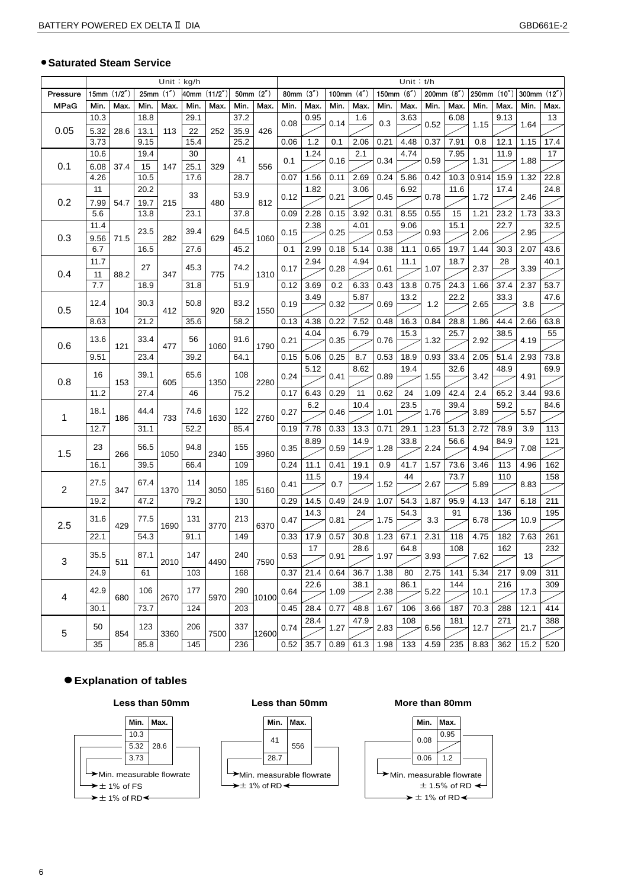## ● Saturated Steam Service

| Pressure | Unit：kg/h | | | | | | | | Unit：t/h | | | | | | | | | | | |
|---|---|---|---|---|---|---|---|---|---|---|---|---|---|---|---|---|---|---|---|---|
| | 15mm (1/2") | | 25mm (1") | | 40mm (11/2") | | 50mm (2") | | 80mm (3") | | 100mm (4") | | 150mm (6") | | 200mm (8") | | 250mm (10") | | 300mm (12") | |
| MPaG | Min. | Max. | Min. | Max. | Min. | Max. | Min. | Max. | Min. | Max. | Min. | Max. | Min. | Max. | Min. | Max. | Min. | Max. | Min. | Max. |
| 0.05 | 10.3 | 28.6 | 18.8 | 113 | 29.1 | 252 | 37.2 | 426 | 0.08 | 0.95 | 0.14 | 1.6 | 0.3 | 3.63 | 0.52 | 6.08 | 1.15 | 9.13 | 1.64 | 13 |
| | 5.32 | | 13.1 | | 22 | | 35.9 | | | | | | | | | | | | | |
| | 3.73 | | 9.15 | | 15.4 | | 25.2 | | 0.06 | 1.2 | 0.1 | 2.06 | 0.21 | 4.48 | 0.37 | 7.91 | 0.8 | 12.1 | 1.15 | 17.4 |
| 0.1 | 10.6 | 37.4 | 19.4 | 147 | 30 | 329 | 41 | 556 | 0.1 | 1.24 | 0.16 | 2.1 | 0.34 | 4.74 | 0.59 | 7.95 | 1.31 | 11.9 | 1.88 | 17 |
| | 6.08 | | 15 | | 25.1 | | | | | | | | | | | | | | | |
| | 4.26 | | 10.5 | | 17.6 | | 28.7 | | 0.07 | 1.56 | 0.11 | 2.69 | 0.24 | 5.86 | 0.42 | 10.3 | 0.914 | 15.9 | 1.32 | 22.8 |
| 0.2 | 11 | 54.7 | 20.2 | 215 | 33 | 480 | 53.9 | 812 | 0.12 | 1.82 | 0.21 | 3.06 | 0.45 | 6.92 | 0.78 | 11.6 | 1.72 | 17.4 | 2.46 | 24.8 |
| | 7.99 | | 19.7 | | | | | | | | | | | | | | | | | |
| | 5.6 | | 13.8 | | 23.1 | | 37.8 | | 0.09 | 2.28 | 0.15 | 3.92 | 0.31 | 8.55 | 0.55 | 15 | 1.21 | 23.2 | 1.73 | 33.3 |
| 0.3 | 11.4 | 71.5 | 23.5 | 282 | 39.4 | 629 | 64.5 | 1060 | 0.15 | 2.38 | 0.25 | 4.01 | 0.53 | 9.06 | 0.93 | 15.1 | 2.06 | 22.7 | 2.95 | 32.5 |
| | 9.56 | | | | | | | | | | | | | | | | | | | |
| | 6.7 | | 16.5 | | 27.6 | | 45.2 | | 0.1 | 2.99 | 0.18 | 5.14 | 0.38 | 11.1 | 0.65 | 19.7 | 1.44 | 30.3 | 2.07 | 43.6 |
| 0.4 | 11.7 | 88.2 | 27 | 347 | 45.3 | 775 | 74.2 | 1310 | 0.17 | 2.94 | 0.28 | 4.94 | 0.61 | 11.1 | 1.07 | 18.7 | 2.37 | 28 | 3.39 | 40.1 |
| | 11 | | | | | | | | | | | | | | | | | | | |
| | 7.7 | | 18.9 | | 31.8 | | 51.9 | | 0.12 | 3.69 | 0.2 | 6.33 | 0.43 | 13.8 | 0.75 | 24.3 | 1.66 | 37.4 | 2.37 | 53.7 |
| 0.5 | 12.4 | 104 | 30.3 | 412 | 50.8 | 920 | 83.2 | 1550 | 0.19 | 3.49 | 0.32 | 5.87 | 0.69 | 13.2 | 1.2 | 22.2 | 2.65 | 33.3 | 3.8 | 47.6 |
| | 8.63 | | 21.2 | | 35.6 | | 58.2 | | 0.13 | 4.38 | 0.22 | 7.52 | 0.48 | 16.3 | 0.84 | 28.8 | 1.86 | 44.4 | 2.66 | 63.8 |
| 0.6 | 13.6 | 121 | 33.4 | 477 | 56 | 1060 | 91.6 | 1790 | 0.21 | 4.04 | 0.35 | 6.79 | 0.76 | 15.3 | 1.32 | 25.7 | 2.92 | 38.5 | 4.19 | 55 |
| | 9.51 | | 23.4 | | 39.2 | | 64.1 | | 0.15 | 5.06 | 0.25 | 8.7 | 0.53 | 18.9 | 0.93 | 33.4 | 2.05 | 51.4 | 2.93 | 73.8 |
| 0.8 | 16 | 153 | 39.1 | 605 | 65.6 | 1350 | 108 | 2280 | 0.24 | 5.12 | 0.41 | 8.62 | 0.89 | 19.4 | 1.55 | 32.6 | 3.42 | 48.9 | 4.91 | 69.9 |
| | 11.2 | | 27.4 | | 46 | | 75.2 | | 0.17 | 6.43 | 0.29 | 11 | 0.62 | 24 | 1.09 | 42.4 | 2.4 | 65.2 | 3.44 | 93.6 |
| 1 | 18.1 | 186 | 44.4 | 733 | 74.6 | 1630 | 122 | 2760 | 0.27 | 6.2 | 0.46 | 10.4 | 1.01 | 23.5 | 1.76 | 39.4 | 3.89 | 59.2 | 5.57 | 84.6 |
| | 12.7 | | 31.1 | | 52.2 | | 85.4 | | 0.19 | 7.78 | 0.33 | 13.3 | 0.71 | 29.1 | 1.23 | 51.3 | 2.72 | 78.9 | 3.9 | 113 |
| 1.5 | 23 | 266 | 56.5 | 1050 | 94.8 | 2340 | 155 | 3960 | 0.35 | 8.89 | 0.59 | 14.9 | 1.28 | 33.8 | 2.24 | 56.6 | 4.94 | 84.9 | 7.08 | 121 |
| | 16.1 | | 39.5 | | 66.4 | | 109 | | 0.24 | 11.1 | 0.41 | 19.1 | 0.9 | 41.7 | 1.57 | 73.6 | 3.46 | 113 | 4.96 | 162 |
| 2 | 27.5 | 347 | 67.4 | 1370 | 114 | 3050 | 185 | 5160 | 0.41 | 11.5 | 0.7 | 19.4 | 1.52 | 44 | 2.67 | 73.7 | 5.89 | 110 | 8.83 | 158 |
| | 19.2 | | 47.2 | | 79.2 | | 130 | | 0.29 | 14.5 | 0.49 | 24.9 | 1.07 | 54.3 | 1.87 | 95.9 | 4.13 | 147 | 6.18 | 211 |
| 2.5 | 31.6 | 429 | 77.5 | 1690 | 131 | 3770 | 213 | 6370 | 0.47 | 14.3 | 0.81 | 24 | 1.75 | 54.3 | 3.3 | 91 | 6.78 | 136 | 10.9 | 195 |
| | 22.1 | | 54.3 | | 91.1 | | 149 | | 0.33 | 17.9 | 0.57 | 30.8 | 1.23 | 67.1 | 2.31 | 118 | 4.75 | 182 | 7.63 | 261 |
| 3 | 35.5 | 511 | 87.1 | 2010 | 147 | 4490 | 240 | 7590 | 0.53 | 17 | 0.91 | 28.6 | 1.97 | 64.8 | 3.93 | 108 | 7.62 | 162 | 13 | 232 |
| | 24.9 | | 61 | | 103 | | 168 | | 0.37 | 21.4 | 0.64 | 36.7 | 1.38 | 80 | 2.75 | 141 | 5.34 | 217 | 9.09 | 311 |
| 4 | 42.9 | 680 | 106 | 2670 | 177 | 5970 | 290 | 10100 | 0.64 | 22.6 | 1.09 | 38.1 | 2.38 | 86.1 | 5.22 | 144 | 10.1 | 216 | 17.3 | 309 |
| | 30.1 | | 73.7 | | 124 | | 203 | | 0.45 | 28.4 | 0.77 | 48.8 | 1.67 | 106 | 3.66 | 187 | 70.3 | 288 | 12.1 | 414 |
| 5 | 50 | 854 | 123 | 3360 | 206 | 7500 | 337 | 12600 | 0.74 | 28.4 | 1.27 | 47.9 | 2.83 | 108 | 6.56 | 181 | 12.7 | 271 | 21.7 | 388 |
| | 35 | | 85.8 | | 145 | | 236 | | 0.52 | 35.7 | 0.89 | 61.3 | 1.98 | 133 | 4.59 | 235 | 8.83 | 362 | 15.2 | 520 |

## ● Explanation of tables

**Less than 50mm**

| Min. | Max. |
|---|---|
| 10.3 | 28.6 |
| 5.32 | |
| 3.73 | |

- Min. measurable flowrate
- ±1% of FS
- ±1% of RD

**Less than 50mm**

| Min. | Max. |
|---|---|
| 41 | 556 |
| 28.7 | |

- Min. measurable flowrate
- ±1% of RD

**More than 80mm**

| Min. | Max. |
|---|---|
| 0.08 | 0.95 |
| 0.06 | 1.2 |

- Min. measurable flowrate
- ±1.5% of RD
- ±1% of RD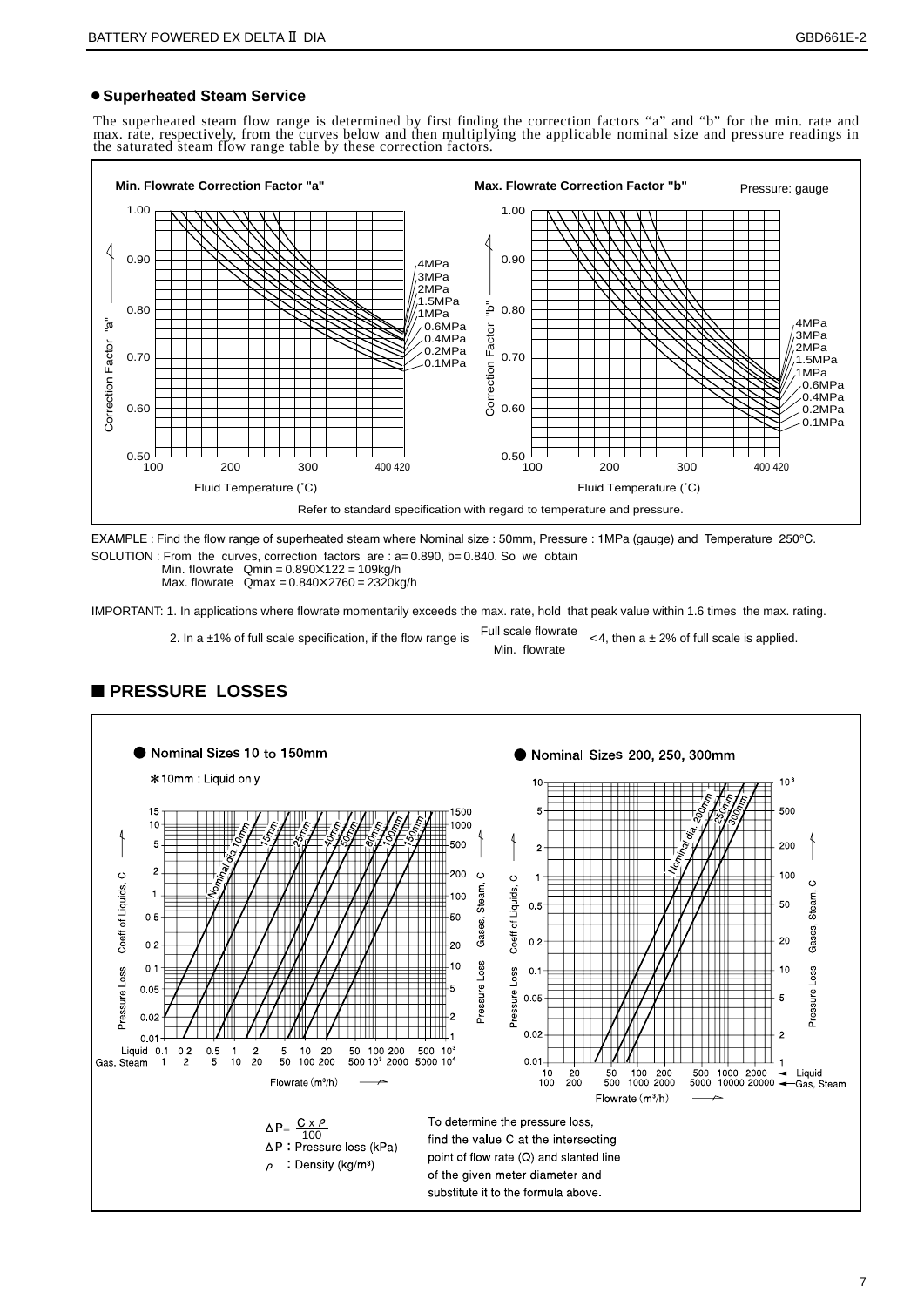- **Superheated Steam Service**

The superheated steam flow range is determined by first finding the correction factors “a” and “b” for the min. rate and max. rate, respectively, from the curves below and then multiplying the applicable nominal size and pressure readings in the saturated steam flow range table by these correction factors.

**Min. Flowrate Correction Factor "a"**

**Max. Flowrate Correction Factor "b"**

Pressure: gauge

Refer to standard specification with regard to temperature and pressure.

EXAMPLE : Find the flow range of superheated steam where Nominal size : 50mm, Pressure : 1MPa (gauge) and Temperature 250°C.

SOLUTION : From the curves, correction factors are : a= 0.890, b= 0.840. So we obtain

Min. flowrate $Q_{min} = 0.890 \times 122 = 109$kg/h

Max. flowrate $Q_{max} = 0.840 \times 2760 = 2320$kg/h

IMPORTANT: 1. In applications where flowrate momentarily exceeds the max. rate, hold that peak value within 1.6 times the max. rating.

2. In a ±1% of full scale specification, if the flow range is $\frac{\text{Full scale flowrate}}{\text{Min. flowrate}} < 4$, then a ± 2% of full scale is applied.

## ■ PRESSURE LOSSES

- **Nominal Sizes 10 to 150mm**

∗10mm : Liquid only

- **Nominal Sizes 200, 250, 300mm**

$$\Delta P = \frac{C \times \rho}{100}$$

$\Delta P$ : Pressure loss (kPa)

$\rho$ : Density (kg/m³)

To determine the pressure loss, find the value C at the intersecting point of flow rate (Q) and slanted line of the given meter diameter and substitute it to the formula above.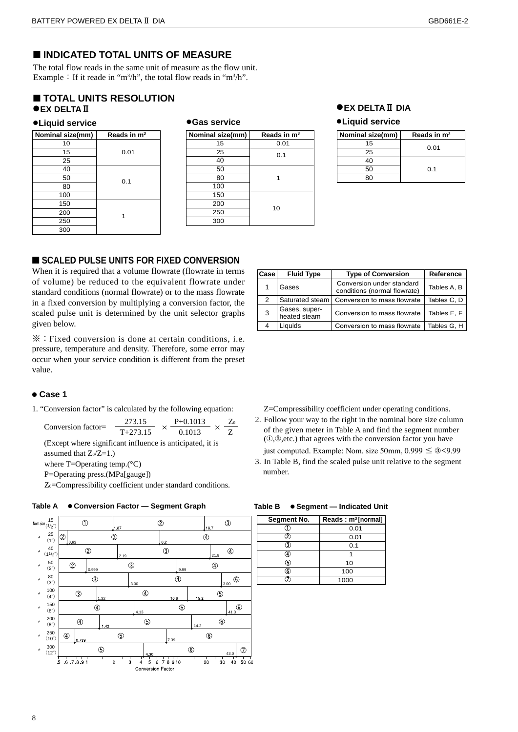## ■ INDICATED TOTAL UNITS OF MEASURE

The total flow reads in the same unit of measure as the flow unit.
Example：If it read in "$m^3/h$", the total flow reads in "$m^3/h$".

## ■ TOTAL UNITS RESOLUTION

### ●EX DELTAⅡ

**●Liquid service**

| Nominal size(mm) | Reads in $m^3$ |
|---|---|
| 10 | 0.01 |
| 15 | |
| 25 | |
| 40 | 0.1 |
| 50 | |
| 80 | |
| 100 | |
| 150 | 1 |
| 200 | |
| 250 | |
| 300 | |

**●Gas service**

| Nominal size(mm) | Reads in $m^3$ |
|---|---|
| 15 | 0.01 |
| 25 | 0.1 |
| 40 | |
| 50 | 1 |
| 80 | |
| 100 | |
| 150 | 10 |
| 200 | |
| 250 | |
| 300 | |

### ●EX DELTAⅡ DIA

**●Liquid service**

| Nominal size(mm) | Reads in $m^3$ |
|---|---|
| 15 | 0.01 |
| 25 | |
| 40 | 0.1 |
| 50 | |
| 80 | |

## ■ SCALED PULSE UNITS FOR FIXED CONVERSION

When it is required that a volume flowrate (flowrate in terms of volume) be reduced to the equivalent flowrate under standard conditions (normal flowrate) or to the mass flowrate in a fixed conversion by multiplying a conversion factor, the scaled pulse unit is determined by the unit selector graphs given below.

※：Fixed conversion is done at certain conditions, i.e. pressure, temperature and density. Therefore, some error may occur when your service condition is different from the preset value.

| Case | Fluid Type | Type of Conversion | Reference |
|---|---|---|---|
| 1 | Gases | Conversion under standard conditions (normal flowrate) | Tables A, B |
| 2 | Saturated steam | Conversion to mass flowrate | Tables C, D |
| 3 | Gases, super-heated steam | Conversion to mass flowrate | Tables E, F |
| 4 | Liquids | Conversion to mass flowrate | Tables G, H |

### ● Case 1

1. "Conversion factor" is calculated by the following equation:

$$\text{Conversion factor} = \frac{273.15}{T+273.15} \times \frac{P+0.1013}{0.1013} \times \frac{Z_0}{Z}$$

(Except where significant influence is anticipated, it is assumed that $Z_0/Z=1$.)
where T=Operating temp.(°C)
P=Operating press.(MPa[gauge])
$Z_0$=Compressibility coefficient under standard conditions.
Z=Compressibility coefficient under operating conditions.

2. Follow your way to the right in the nominal bore size column of the given meter in Table A and find the segment number (①,②,etc.) that agrees with the conversion factor you have just computed. Example: Nom. size 50mm, 0.999 ≦ ③<9.99
3. In Table B, find the scaled pulse unit relative to the segment number.

**Table A ● Conversion Factor — Segment Graph**

| Nom.size | Segments (Conversion Factor scale .5 – 60) |
|---|---|
| 15 (1/2") | ① — 1.67 — ② — 16.7 — ③ |
| 25 (1") | ② — 0.62 — ③ — 6.2 — ④ |
| 40 (1 1/2") | ② — 2.19 — ③ — 21.9 — ④ |
| 50 (2") | ② — 0.999 — ③ — 9.99 — ④ |
| 80 (3") | ③ — 3.00 — ④ — 3.00 — ⑤ |
| 100 (4") | ③ — 1.32 — ④ — 10.6 — 15.2 — ⑤ |
| 150 (6") | ④ — 4.13 — ⑤ — 41.3 — ⑥ |
| 200 (8") | ④ — 1.42 — ⑤ — 14.2 — ⑥ |
| 250 (10") | ④ — 0.739 — ⑤ — 7.39 — ⑥ |
| 300 (12") | ⑤ — 4.30 — ⑥ — 43.0 — ⑦ |

Conversion Factor: .5 .6 .7 .8 .9 1 2 3 4 5 6 7 8 9 10 20 30 40 50 60

**Table B ● Segment — Indicated Unit**

| Segment No. | Reads : $m^3$ [normal] |
|---|---|
| ① | 0.01 |
| ② | 0.01 |
| ③ | 0.1 |
| ④ | 1 |
| ⑤ | 10 |
| ⑥ | 100 |
| ⑦ | 1000 |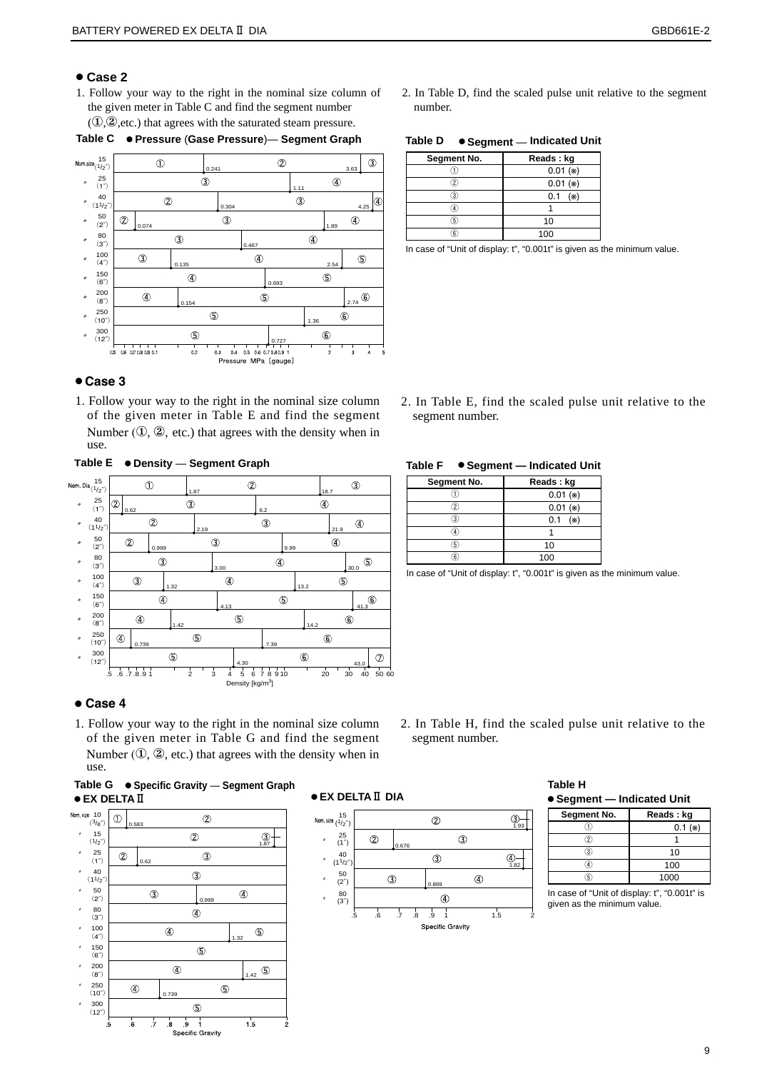## ● Case 2

1. Follow your way to the right in the nominal size column of the given meter in Table C and find the segment number (①,②,etc.) that agrees with the saturated steam pressure.

**Table C ● Pressure (Gase Pressure)— Segment Graph**

| Nom.size | Segments (boundary pressure MPa [gauge]) |
|---|---|
| 15 (1/2") | ① 0.241 ② 3.63 ③ |
| 25 (1") | ③ 1.11 ④ |
| 40 (1 1/2") | ② 0.304 ③ 4.25 ④ |
| 50 (2") | ② 0.074 ③ 1.89 ④ |
| 80 (3") | ③ 0.467 ④ |
| 100 (4") | ③ 0.135 ④ 2.54 ⑤ |
| 150 (6") | ④ 0.693 ⑤ |
| 200 (8") | ④ 0.154 ⑤ 2.74 ⑥ |
| 250 (10") | ⑤ 1.36 ⑥ |
| 300 (12") | ⑤ 0.727 ⑥ |

Pressure MPa [gauge] (axis: 0.05 0.06 0.07 0.08 0.09 0.1 0.2 0.3 0.4 0.5 0.6 0.7 0.8 0.9 1 2 3 4 5)

2. In Table D, find the scaled pulse unit relative to the segment number.

**Table D ● Segment — Indicated Unit**

| Segment No. | Reads : kg |
|---|---|
| ① | 0.01 (※) |
| ② | 0.01 (※) |
| ③ | 0.1 (※) |
| ④ | 1 |
| ⑤ | 10 |
| ⑥ | 100 |

In case of "Unit of display: t", "0.001t" is given as the minimum value.

## ● Case 3

1. Follow your way to the right in the nominal size column of the given meter in Table E and find the segment Number (①, ②, etc.) that agrees with the density when in use.

**Table E ● Density — Segment Graph**

| Nom. Dia | Segments (boundary density kg/m³) |
|---|---|
| 15 (1/2") | ① 1.87 ② 18.7 ③ |
| 25 (1") | ② 0.62 ③ 6.2 ④ |
| 40 (1 1/2") | ② 2.19 ③ 21.9 ④ |
| 50 (2") | ② 0.999 ③ 9.99 ④ |
| 80 (3") | ③ 3.00 ④ 30.0 ⑤ |
| 100 (4") | ③ 1.32 ④ 13.2 ⑤ |
| 150 (6") | ④ 4.13 ⑤ 41.3 ⑥ |
| 200 (8") | ④ 1.42 ⑤ 14.2 ⑥ |
| 250 (10") | ④ 0.739 ⑤ 7.39 ⑥ |
| 300 (12") | ⑤ 4.30 ⑥ 43.0 ⑦ |

Density [kg/m³] (axis: .5 .6 .7 .8 .9 1 2 3 4 5 6 7 8 9 10 20 30 40 50 60)

2. In Table E, find the scaled pulse unit relative to the segment number.

**Table F ● Segment — Indicated Unit**

| Segment No. | Reads : kg |
|---|---|
| ① | 0.01 (※) |
| ② | 0.01 (※) |
| ③ | 0.1 (※) |
| ④ | 1 |
| ⑤ | 10 |
| ⑥ | 100 |

In case of "Unit of display: t", "0.001t" is given as the minimum value.

## ● Case 4

1. Follow your way to the right in the nominal size column of the given meter in Table G and find the segment Number (①, ②, etc.) that agrees with the density when in use.

**Table G ● Specific Gravity — Segment Graph**

**● EX DELTA Ⅱ**

| Nom. size | Segments (boundary specific gravity) |
|---|---|
| 10 (3/8") | ① 0.583 ② |
| 15 (1/2") | ② 1.87 ③ |
| 25 (1") | ② 0.62 ③ |
| 40 (1 1/2") | ③ |
| 50 (2") | ③ 0.999 ④ |
| 80 (3") | ④ |
| 100 (4") | ④ 1.32 ⑤ |
| 150 (6") | ⑤ |
| 200 (8") | ④ 1.42 ⑤ |
| 250 (10") | ④ 0.739 ⑤ |
| 300 (12") | ⑤ |

Specific Gravity (axis: .5 .6 .7 .8 .9 1 1.5 2)

**● EX DELTA Ⅱ DIA**

| Nom. size | Segments (boundary specific gravity) |
|---|---|
| 15 (1/2") | ② 1.93 ③ |
| 25 (1") | ② 0.676 ③ |
| 40 (1 1/2") | ③ 1.82 ④ |
| 50 (2") | ③ 0.869 ④ |
| 80 (3") | ④ |

Specific Gravity (axis: .5 .6 .7 .8 .9 1 1.5 2)

2. In Table H, find the scaled pulse unit relative to the segment number.

**Table H**

**● Segment — Indicated Unit**

| Segment No. | Reads : kg |
|---|---|
| ① | 0.1 (※) |
| ② | 1 |
| ③ | 10 |
| ④ | 100 |
| ⑤ | 1000 |

In case of "Unit of display: t", "0.001t" is given as the minimum value.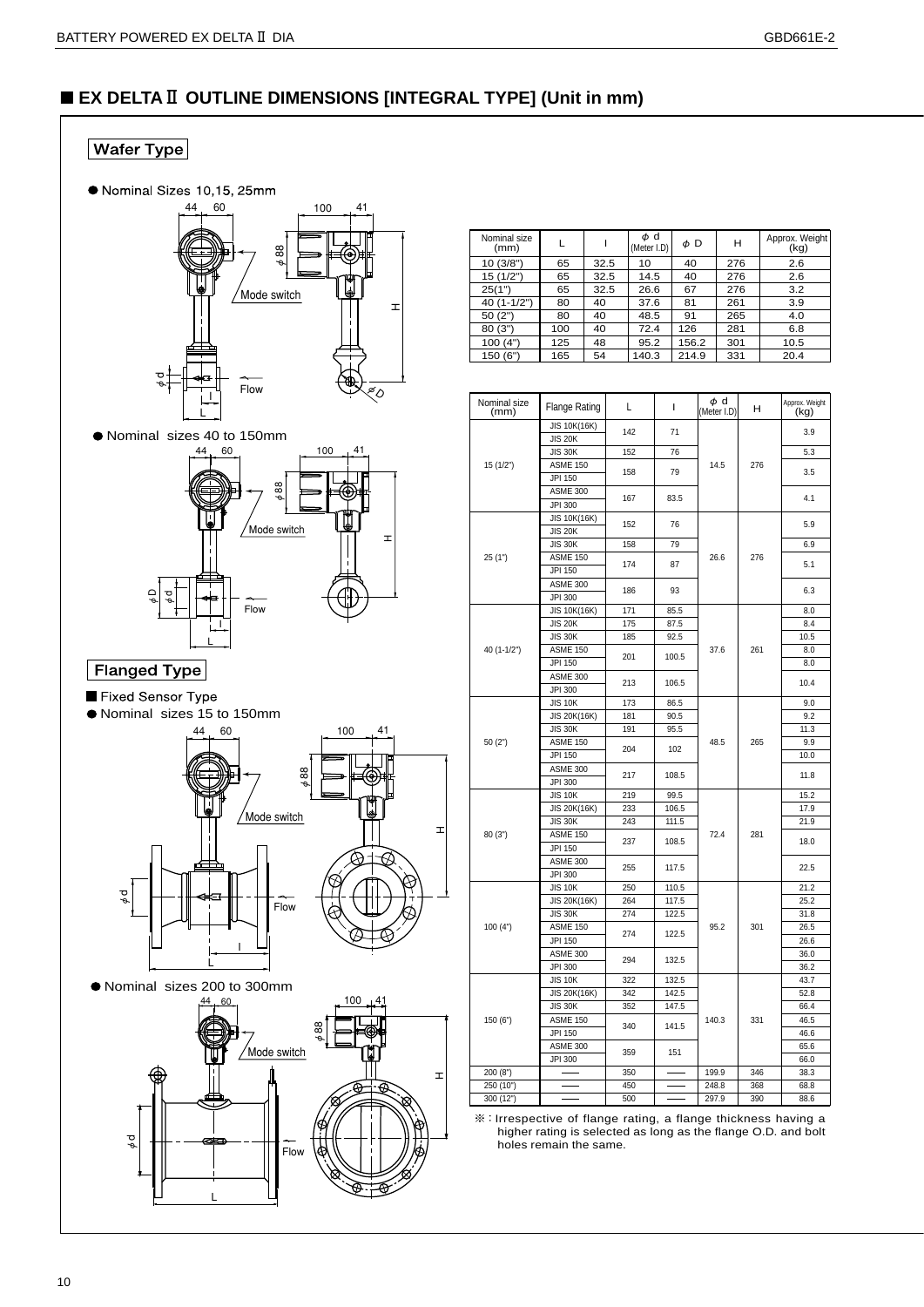## ■ EX DELTA Ⅱ OUTLINE DIMENSIONS [INTEGRAL TYPE] (Unit in mm)

### Wafer Type

● Nominal Sizes 10,15, 25mm

● Nominal sizes 40 to 150mm

| Nominal size (mm) | L | l | φ d (Meter I.D) | φ D | H | Approx. Weight (kg) |
|---|---|---|---|---|---|---|
| 10 (3/8") | 65 | 32.5 | 10 | 40 | 276 | 2.6 |
| 15 (1/2") | 65 | 32.5 | 14.5 | 40 | 276 | 2.6 |
| 25(1") | 65 | 32.5 | 26.6 | 67 | 276 | 3.2 |
| 40 (1-1/2") | 80 | 40 | 37.6 | 81 | 261 | 3.9 |
| 50 (2") | 80 | 40 | 48.5 | 91 | 265 | 4.0 |
| 80 (3") | 100 | 40 | 72.4 | 126 | 281 | 6.8 |
| 100 (4") | 125 | 48 | 95.2 | 156.2 | 301 | 10.5 |
| 150 (6") | 165 | 54 | 140.3 | 214.9 | 331 | 20.4 |

### Flanged Type

■ Fixed Sensor Type

● Nominal sizes 15 to 150mm

● Nominal sizes 200 to 300mm

| Nominal size (mm) | Flange Rating | L | l | φ d (Meter I.D) | H | Approx. Weight (kg) |
|---|---|---|---|---|---|---|
| 15 (1/2") | JIS 10K(16K) | 142 | 71 | 14.5 | 276 | 3.9 |
| | JIS 20K | | | | | |
| | JIS 30K | 152 | 76 | | | 5.3 |
| | ASME 150 | 158 | 79 | | | 3.5 |
| | JPI 150 | | | | | |
| | ASME 300 | 167 | 83.5 | | | 4.1 |
| | JPI 300 | | | | | |
| 25 (1") | JIS 10K(16K) | 152 | 76 | 26.6 | 276 | 5.9 |
| | JIS 20K | | | | | |
| | JIS 30K | 158 | 79 | | | 6.9 |
| | ASME 150 | 174 | 87 | | | 5.1 |
| | JPI 150 | | | | | |
| | ASME 300 | 186 | 93 | | | 6.3 |
| | JPI 300 | | | | | |
| 40 (1-1/2") | JIS 10K(16K) | 171 | 85.5 | 37.6 | 261 | 8.0 |
| | JIS 20K | 175 | 87.5 | | | 8.4 |
| | JIS 30K | 185 | 92.5 | | | 10.5 |
| | ASME 150 | 201 | 100.5 | | | 8.0 |
| | JPI 150 | | | | | 8.0 |
| | ASME 300 | 213 | 106.5 | | | 10.4 |
| | JPI 300 | | | | | |
| 50 (2") | JIS 10K | 173 | 86.5 | 48.5 | 265 | 9.0 |
| | JIS 20K(16K) | 181 | 90.5 | | | 9.2 |
| | JIS 30K | 191 | 95.5 | | | 11.3 |
| | ASME 150 | 204 | 102 | | | 9.9 |
| | JPI 150 | | | | | 10.0 |
| | ASME 300 | 217 | 108.5 | | | 11.8 |
| | JPI 300 | | | | | |
| 80 (3") | JIS 10K | 219 | 99.5 | 72.4 | 281 | 15.2 |
| | JIS 20K(16K) | 233 | 106.5 | | | 17.9 |
| | JIS 30K | 243 | 111.5 | | | 21.9 |
| | ASME 150 | 237 | 108.5 | | | 18.0 |
| | JPI 150 | | | | | |
| | ASME 300 | 255 | 117.5 | | | 22.5 |
| | JPI 300 | | | | | |
| 100 (4") | JIS 10K | 250 | 110.5 | 95.2 | 301 | 21.2 |
| | JIS 20K(16K) | 264 | 117.5 | | | 25.2 |
| | JIS 30K | 274 | 122.5 | | | 31.8 |
| | ASME 150 | 274 | 122.5 | | | 26.5 |
| | JPI 150 | | | | | 26.6 |
| | ASME 300 | 294 | 132.5 | | | 36.0 |
| | JPI 300 | | | | | 36.2 |
| 150 (6") | JIS 10K | 322 | 132.5 | 140.3 | 331 | 43.7 |
| | JIS 20K(16K) | 342 | 142.5 | | | 52.8 |
| | JIS 30K | 352 | 147.5 | | | 66.4 |
| | ASME 150 | 340 | 141.5 | | | 46.5 |
| | JPI 150 | | | | | 46.6 |
| | ASME 300 | 359 | 151 | | | 65.6 |
| | JPI 300 | | | | | 66.0 |
| 200 (8") | —— | 350 | —— | 199.9 | 346 | 38.3 |
| 250 (10") | —— | 450 | —— | 248.8 | 368 | 68.8 |
| 300 (12") | —— | 500 | —— | 297.9 | 390 | 88.6 |

※: Irrespective of flange rating, a flange thickness having a higher rating is selected as long as the flange O.D. and bolt holes remain the same.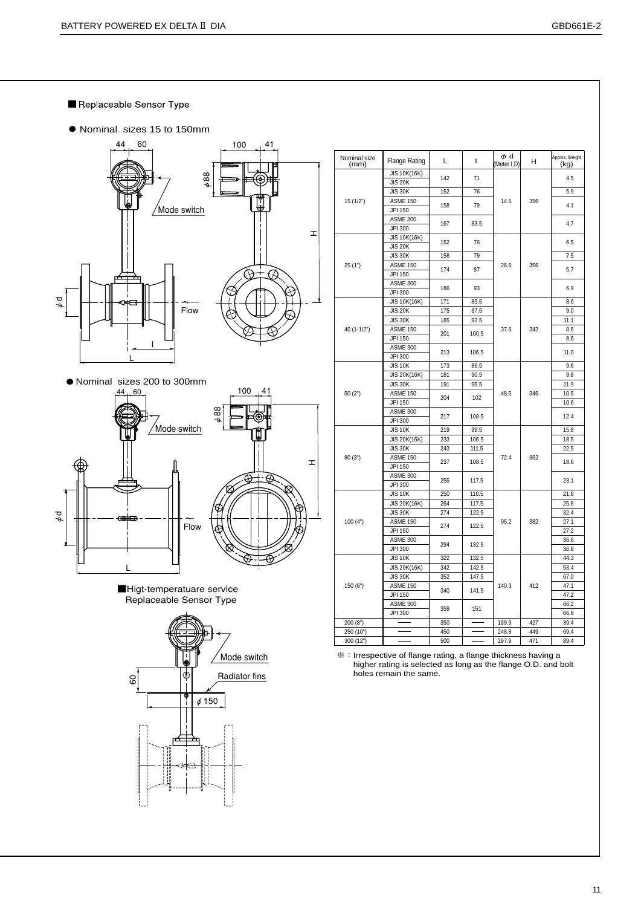■ Replaceable Sensor Type

● Nominal sizes 15 to 150mm

44 60 100 41 $\phi$88 Mode switch H $\phi$d Flow l L

● Nominal sizes 200 to 300mm

44 60 100 41 $\phi$88 Mode switch H $\phi$d Flow L

■Higt-temperatuare service Replaceable Sensor Type

Mode switch Radiator fins 60 $\phi$150

| Nominal size (mm) | Flange Rating | L | l | $\phi$ d (Meter I.D) | H | Approx. Weight (kg) |
|---|---|---|---|---|---|---|
| 15 (1/2") | JIS 10K(16K) | 142 | 71 | 14.5 | 356 | 4.5 |
| | JIS 20K | | | | | |
| | JIS 30K | 152 | 76 | | | 5.9 |
| | ASME 150 | 158 | 79 | | | 4.1 |
| | JPI 150 | | | | | |
| | ASME 300 | 167 | 83.5 | | | 4.7 |
| | JPI 300 | | | | | |
| 25 (1") | JIS 10K(16K) | 152 | 76 | 26.6 | 356 | 6.5 |
| | JIS 20K | | | | | |
| | JIS 30K | 158 | 79 | | | 7.5 |
| | ASME 150 | 174 | 87 | | | 5.7 |
| | JPI 150 | | | | | |
| | ASME 300 | 186 | 93 | | | 6.9 |
| | JPI 300 | | | | | |
| 40 (1-1/2") | JIS 10K(16K) | 171 | 85.5 | 37.6 | 342 | 8.6 |
| | JIS 20K | 175 | 87.5 | | | 9.0 |
| | JIS 30K | 185 | 92.5 | | | 11.1 |
| | ASME 150 | 201 | 100.5 | | | 8.6 |
| | JPI 150 | | | | | 8.6 |
| | ASME 300 | 213 | 106.5 | | | 11.0 |
| | JPI 300 | | | | | |
| 50 (2") | JIS 10K | 173 | 86.5 | 48.5 | 346 | 9.6 |
| | JIS 20K(16K) | 181 | 90.5 | | | 9.8 |
| | JIS 30K | 191 | 95.5 | | | 11.9 |
| | ASME 150 | 204 | 102 | | | 10.5 |
| | JPI 150 | | | | | 10.6 |
| | ASME 300 | 217 | 108.5 | | | 12.4 |
| | JPI 300 | | | | | |
| 80 (3") | JIS 10K | 219 | 99.5 | 72.4 | 362 | 15.8 |
| | JIS 20K(16K) | 233 | 106.5 | | | 18.5 |
| | JIS 30K | 243 | 111.5 | | | 22.5 |
| | ASME 150 | 237 | 108.5 | | | 18.6 |
| | JPI 150 | | | | | |
| | ASME 300 | 255 | 117.5 | | | 23.1 |
| | JPI 300 | | | | | |
| 100 (4") | JIS 10K | 250 | 110.5 | 95.2 | 382 | 21.8 |
| | JIS 20K(16K) | 264 | 117.5 | | | 25.8 |
| | JIS 30K | 274 | 122.5 | | | 32.4 |
| | ASME 150 | 274 | 122.5 | | | 27.1 |
| | JPI 150 | | | | | 27.2 |
| | ASME 300 | 294 | 132.5 | | | 36.6 |
| | JPI 300 | | | | | 36.8 |
| 150 (6") | JIS 10K | 322 | 132.5 | 140.3 | 412 | 44.3 |
| | JIS 20K(16K) | 342 | 142.5 | | | 53.4 |
| | JIS 30K | 352 | 147.5 | | | 67.0 |
| | ASME 150 | 340 | 141.5 | | | 47.1 |
| | JPI 150 | | | | | 47.2 |
| | ASME 300 | 359 | 151 | | | 66.2 |
| | JPI 300 | | | | | 66.6 |
| 200 (8") | —— | 350 | —— | 199.9 | 427 | 39.4 |
| 250 (10") | —— | 450 | —— | 248.8 | 449 | 69.4 |
| 300 (12") | —— | 500 | —— | 297.9 | 471 | 89.4 |

※：Irrespective of flange rating, a flange thickness having a higher rating is selected as long as the flange O.D. and bolt holes remain the same.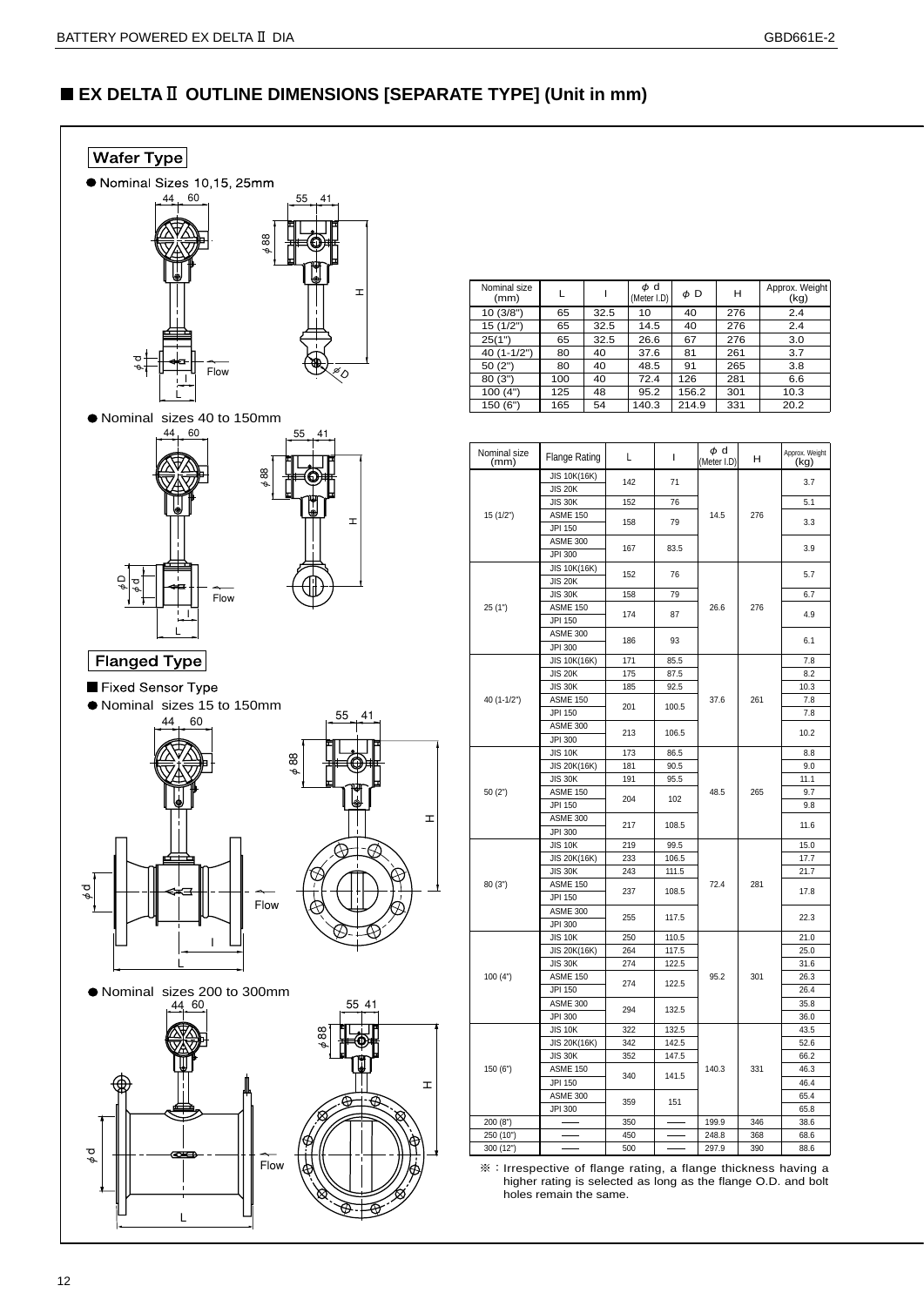## ■ EX DELTA Ⅱ OUTLINE DIMENSIONS [SEPARATE TYPE] (Unit in mm)

**Wafer Type**

● Nominal Sizes 10,15, 25mm

● Nominal sizes 40 to 150mm

| Nominal size (mm) | L | l | φ d (Meter I.D) | φ D | H | Approx. Weight (kg) |
|---|---|---|---|---|---|---|
| 10 (3/8") | 65 | 32.5 | 10 | 40 | 276 | 2.4 |
| 15 (1/2") | 65 | 32.5 | 14.5 | 40 | 276 | 2.4 |
| 25(1") | 65 | 32.5 | 26.6 | 67 | 276 | 3.0 |
| 40 (1-1/2") | 80 | 40 | 37.6 | 81 | 261 | 3.7 |
| 50 (2") | 80 | 40 | 48.5 | 91 | 265 | 3.8 |
| 80 (3") | 100 | 40 | 72.4 | 126 | 281 | 6.6 |
| 100 (4") | 125 | 48 | 95.2 | 156.2 | 301 | 10.3 |
| 150 (6") | 165 | 54 | 140.3 | 214.9 | 331 | 20.2 |

**Flanged Type**

■ Fixed Sensor Type

● Nominal sizes 15 to 150mm

● Nominal sizes 200 to 300mm

| Nominal size (mm) | Flange Rating | L | l | φ d (Meter I.D) | H | Approx. Weight (kg) |
|---|---|---|---|---|---|---|
| 15 (1/2") | JIS 10K(16K) | 142 | 71 | 14.5 | 276 | 3.7 |
| | JIS 20K | | | | | |
| | JIS 30K | 152 | 76 | | | 5.1 |
| | ASME 150 | 158 | 79 | | | 3.3 |
| | JPI 150 | | | | | |
| | ASME 300 | 167 | 83.5 | | | 3.9 |
| | JPI 300 | | | | | |
| 25 (1") | JIS 10K(16K) | 152 | 76 | 26.6 | 276 | 5.7 |
| | JIS 20K | | | | | |
| | JIS 30K | 158 | 79 | | | 6.7 |
| | ASME 150 | 174 | 87 | | | 4.9 |
| | JPI 150 | | | | | |
| | ASME 300 | 186 | 93 | | | 6.1 |
| | JPI 300 | | | | | |
| 40 (1-1/2") | JIS 10K(16K) | 171 | 85.5 | 37.6 | 261 | 7.8 |
| | JIS 20K | 175 | 87.5 | | | 8.2 |
| | JIS 30K | 185 | 92.5 | | | 10.3 |
| | ASME 150 | 201 | 100.5 | | | 7.8 |
| | JPI 150 | | | | | 7.8 |
| | ASME 300 | 213 | 106.5 | | | 10.2 |
| | JPI 300 | | | | | |
| 50 (2") | JIS 10K | 173 | 86.5 | 48.5 | 265 | 8.8 |
| | JIS 20K(16K) | 181 | 90.5 | | | 9.0 |
| | JIS 30K | 191 | 95.5 | | | 11.1 |
| | ASME 150 | 204 | 102 | | | 9.7 |
| | JPI 150 | | | | | 9.8 |
| | ASME 300 | 217 | 108.5 | | | 11.6 |
| | JPI 300 | | | | | |
| 80 (3") | JIS 10K | 219 | 99.5 | 72.4 | 281 | 15.0 |
| | JIS 20K(16K) | 233 | 106.5 | | | 17.7 |
| | JIS 30K | 243 | 111.5 | | | 21.7 |
| | ASME 150 | 237 | 108.5 | | | 17.8 |
| | JPI 150 | | | | | |
| | ASME 300 | 255 | 117.5 | | | 22.3 |
| | JPI 300 | | | | | |
| 100 (4") | JIS 10K | 250 | 110.5 | 95.2 | 301 | 21.0 |
| | JIS 20K(16K) | 264 | 117.5 | | | 25.0 |
| | JIS 30K | 274 | 122.5 | | | 31.6 |
| | ASME 150 | 274 | 122.5 | | | 26.3 |
| | JPI 150 | | | | | 26.4 |
| | ASME 300 | 294 | 132.5 | | | 35.8 |
| | JPI 300 | | | | | 36.0 |
| 150 (6") | JIS 10K | 322 | 132.5 | 140.3 | 331 | 43.5 |
| | JIS 20K(16K) | 342 | 142.5 | | | 52.6 |
| | JIS 30K | 352 | 147.5 | | | 66.2 |
| | ASME 150 | 340 | 141.5 | | | 46.3 |
| | JPI 150 | | | | | 46.4 |
| | ASME 300 | 359 | 151 | | | 65.4 |
| | JPI 300 | | | | | 65.8 |
| 200 (8") | —— | 350 | —— | 199.9 | 346 | 38.6 |
| 250 (10") | —— | 450 | —— | 248.8 | 368 | 68.6 |
| 300 (12") | —— | 500 | —— | 297.9 | 390 | 88.6 |

※ : Irrespective of flange rating, a flange thickness having a higher rating is selected as long as the flange O.D. and bolt holes remain the same.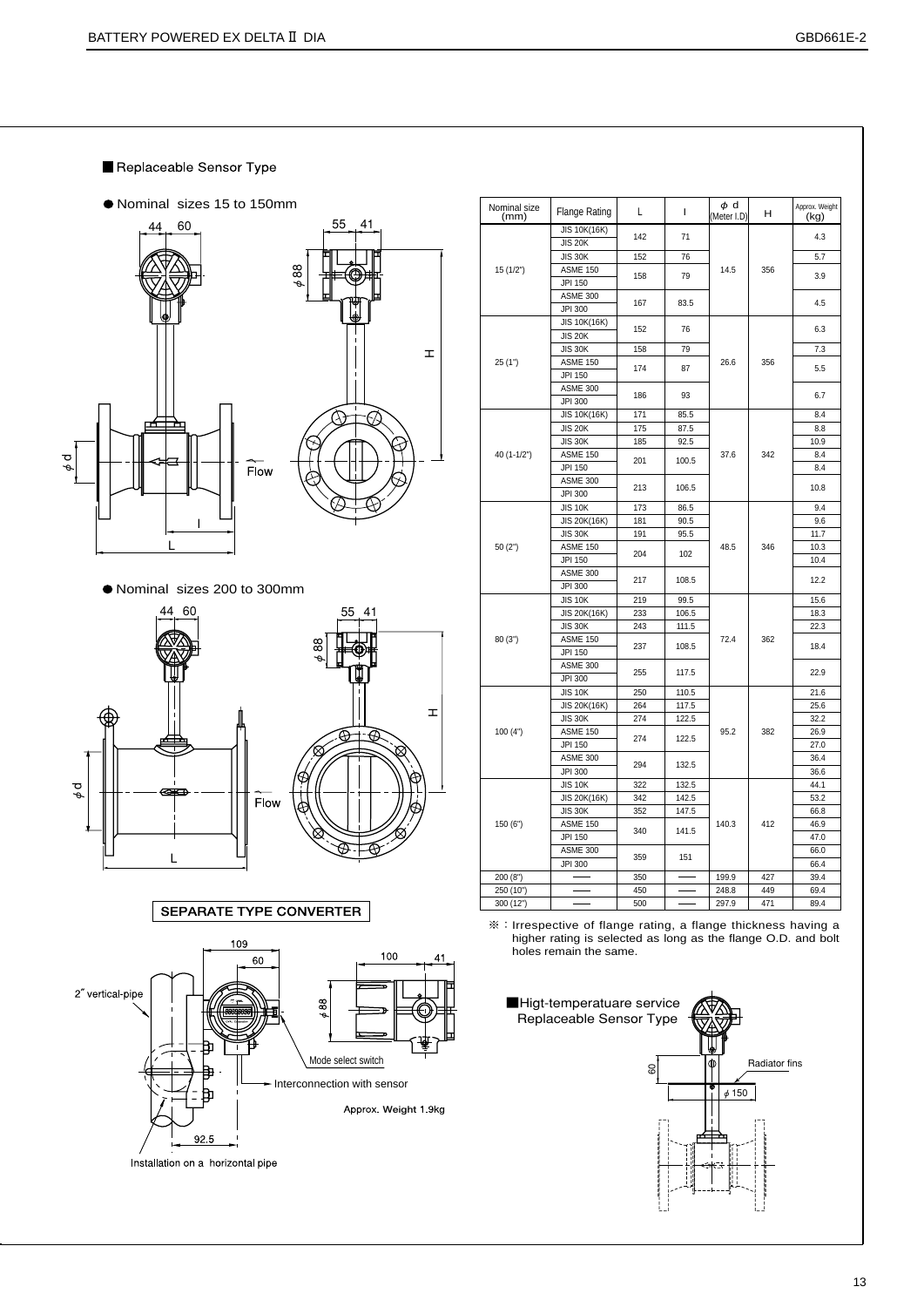## ■Replaceable Sensor Type

● Nominal sizes 15 to 150mm

● Nominal sizes 200 to 300mm

| Nominal size (mm) | Flange Rating | L | l | φ d (Meter I.D) | H | Approx. Weight (kg) |
|---|---|---|---|---|---|---|
| 15 (1/2") | JIS 10K(16K) | 142 | 71 | 14.5 | 356 | 4.3 |
| | JIS 20K | | | | | |
| | JIS 30K | 152 | 76 | | | 5.7 |
| | ASME 150 | 158 | 79 | | | 3.9 |
| | JPI 150 | | | | | |
| | ASME 300 | 167 | 83.5 | | | 4.5 |
| | JPI 300 | | | | | |
| 25 (1") | JIS 10K(16K) | 152 | 76 | 26.6 | 356 | 6.3 |
| | JIS 20K | | | | | |
| | JIS 30K | 158 | 79 | | | 7.3 |
| | ASME 150 | 174 | 87 | | | 5.5 |
| | JPI 150 | | | | | |
| | ASME 300 | 186 | 93 | | | 6.7 |
| | JPI 300 | | | | | |
| 40 (1-1/2") | JIS 10K(16K) | 171 | 85.5 | 37.6 | 342 | 8.4 |
| | JIS 20K | 175 | 87.5 | | | 8.8 |
| | JIS 30K | 185 | 92.5 | | | 10.9 |
| | ASME 150 | 201 | 100.5 | | | 8.4 |
| | JPI 150 | | | | | 8.4 |
| | ASME 300 | 213 | 106.5 | | | 10.8 |
| | JPI 300 | | | | | |
| 50 (2") | JIS 10K | 173 | 86.5 | 48.5 | 346 | 9.4 |
| | JIS 20K(16K) | 181 | 90.5 | | | 9.6 |
| | JIS 30K | 191 | 95.5 | | | 11.7 |
| | ASME 150 | 204 | 102 | | | 10.3 |
| | JPI 150 | | | | | 10.4 |
| | ASME 300 | 217 | 108.5 | | | 12.2 |
| | JPI 300 | | | | | |
| 80 (3") | JIS 10K | 219 | 99.5 | 72.4 | 362 | 15.6 |
| | JIS 20K(16K) | 233 | 106.5 | | | 18.3 |
| | JIS 30K | 243 | 111.5 | | | 22.3 |
| | ASME 150 | 237 | 108.5 | | | 18.4 |
| | JPI 150 | | | | | |
| | ASME 300 | 255 | 117.5 | | | 22.9 |
| | JPI 300 | | | | | |
| 100 (4") | JIS 10K | 250 | 110.5 | 95.2 | 382 | 21.6 |
| | JIS 20K(16K) | 264 | 117.5 | | | 25.6 |
| | JIS 30K | 274 | 122.5 | | | 32.2 |
| | ASME 150 | 274 | 122.5 | | | 26.9 |
| | JPI 150 | | | | | 27.0 |
| | ASME 300 | 294 | 132.5 | | | 36.4 |
| | JPI 300 | | | | | 36.6 |
| 150 (6") | JIS 10K | 322 | 132.5 | 140.3 | 412 | 44.1 |
| | JIS 20K(16K) | 342 | 142.5 | | | 53.2 |
| | JIS 30K | 352 | 147.5 | | | 66.8 |
| | ASME 150 | 340 | 141.5 | | | 46.9 |
| | JPI 150 | | | | | 47.0 |
| | ASME 300 | 359 | 151 | | | 66.0 |
| | JPI 300 | | | | | 66.4 |
| 200 (8") | —— | 350 | —— | 199.9 | 427 | 39.4 |
| 250 (10") | —— | 450 | —— | 248.8 | 449 | 69.4 |
| 300 (12") | —— | 500 | —— | 297.9 | 471 | 89.4 |

※ : Irrespective of flange rating, a flange thickness having a higher rating is selected as long as the flange O.D. and bolt holes remain the same.

**SEPARATE TYPE CONVERTER**

2" vertical-pipe

Mode select switch

Interconnection with sensor

Approx. Weight 1.9kg

Installation on a horizontal pipe

■Higt-temperatuare service Replaceable Sensor Type

Radiator fins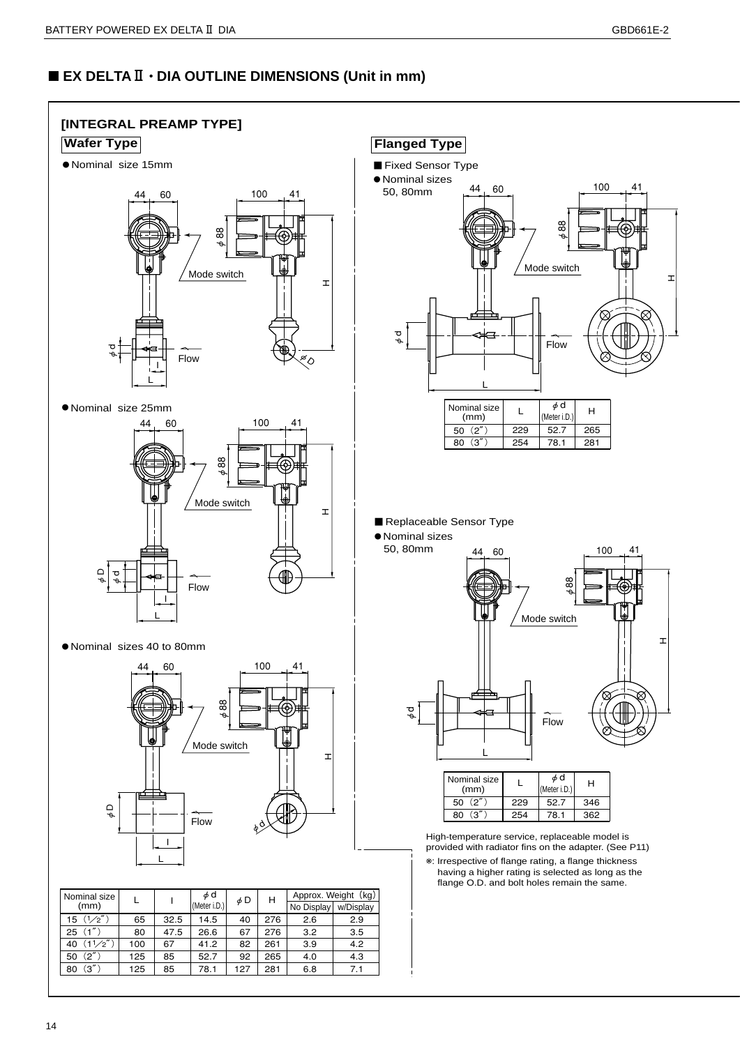## ■ EX DELTA Ⅱ・DIA OUTLINE DIMENSIONS (Unit in mm)

### [INTEGRAL PREAMP TYPE]

#### Wafer Type

●Nominal size 15mm

●Nominal size 25mm

●Nominal sizes 40 to 80mm

| Nominal size (mm) | L | l | φd (Meter i.D.) | φD | H | Approx. Weight (kg) | |
|---|---|---|---|---|---|---|---|
| | | | | | | No Display | w/Display |
| 15 (1/2″) | 65 | 32.5 | 14.5 | 40 | 276 | 2.6 | 2.9 |
| 25 (1″) | 80 | 47.5 | 26.6 | 67 | 276 | 3.2 | 3.5 |
| 40 (1 1/2″) | 100 | 67 | 41.2 | 82 | 261 | 3.9 | 4.2 |
| 50 (2″) | 125 | 85 | 52.7 | 92 | 265 | 4.0 | 4.3 |
| 80 (3″) | 125 | 85 | 78.1 | 127 | 281 | 6.8 | 7.1 |

#### Flanged Type

■ Fixed Sensor Type

●Nominal sizes 50, 80mm

| Nominal size (mm) | L | φd (Meter i.D.) | H |
|---|---|---|---|
| 50 (2″) | 229 | 52.7 | 265 |
| 80 (3″) | 254 | 78.1 | 281 |

■ Replaceable Sensor Type

●Nominal sizes 50, 80mm

| Nominal size (mm) | L | φd (Meter i.D.) | H |
|---|---|---|---|
| 50 (2″) | 229 | 52.7 | 346 |
| 80 (3″) | 254 | 78.1 | 362 |

High-temperature service, replaceable model is provided with radiator fins on the adapter. (See P11)

※: Irrespective of flange rating, a flange thickness having a higher rating is selected as long as the flange O.D. and bolt holes remain the same.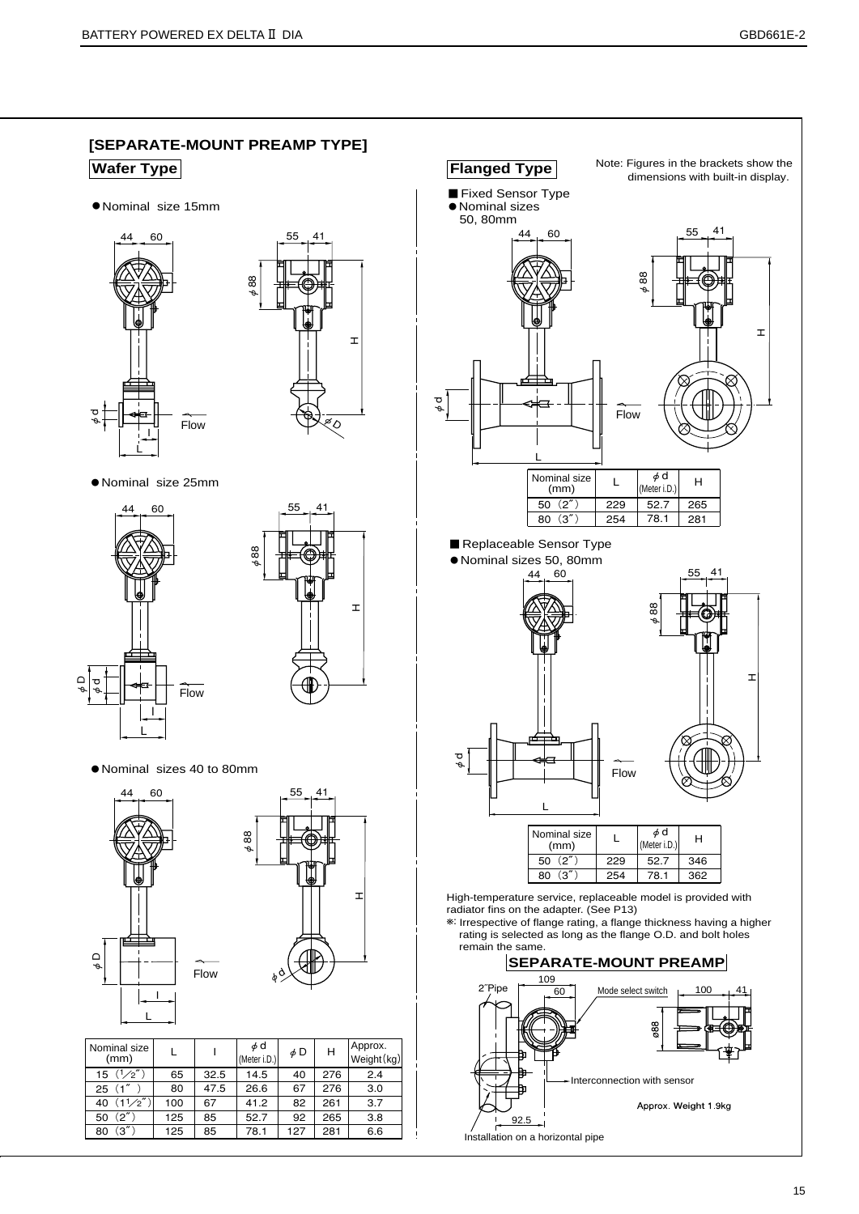## [SEPARATE-MOUNT PREAMP TYPE]

### Wafer Type

- Nominal size 15mm

- Nominal size 25mm

- Nominal sizes 40 to 80mm

| Nominal size (mm) | L | l | φd (Meter i.D.) | φD | H | Approx. Weight (kg) |
|---|---|---|---|---|---|---|
| 15 (1/2″) | 65 | 32.5 | 14.5 | 40 | 276 | 2.4 |
| 25 (1″) | 80 | 47.5 | 26.6 | 67 | 276 | 3.0 |
| 40 (1 1/2″) | 100 | 67 | 41.2 | 82 | 261 | 3.7 |
| 50 (2″) | 125 | 85 | 52.7 | 92 | 265 | 3.8 |
| 80 (3″) | 125 | 85 | 78.1 | 127 | 281 | 6.6 |

### Flanged Type

Note: Figures in the brackets show the dimensions with built-in display.

■ Fixed Sensor Type

- Nominal sizes 50, 80mm

| Nominal size (mm) | L | φd (Meter i.D.) | H |
|---|---|---|---|
| 50 (2″) | 229 | 52.7 | 265 |
| 80 (3″) | 254 | 78.1 | 281 |

■ Replaceable Sensor Type

- Nominal sizes 50, 80mm

| Nominal size (mm) | L | φd (Meter i.D.) | H |
|---|---|---|---|
| 50 (2″) | 229 | 52.7 | 346 |
| 80 (3″) | 254 | 78.1 | 362 |

High-temperature service, replaceable model is provided with radiator fins on the adapter. (See P13)

※: Irrespective of flange rating, a flange thickness having a higher rating is selected as long as the flange O.D. and bolt holes remain the same.

### SEPARATE-MOUNT PREAMP

2″Pipe — Mode select switch — Interconnection with sensor

Approx. Weight 1.9kg

Installation on a horizontal pipe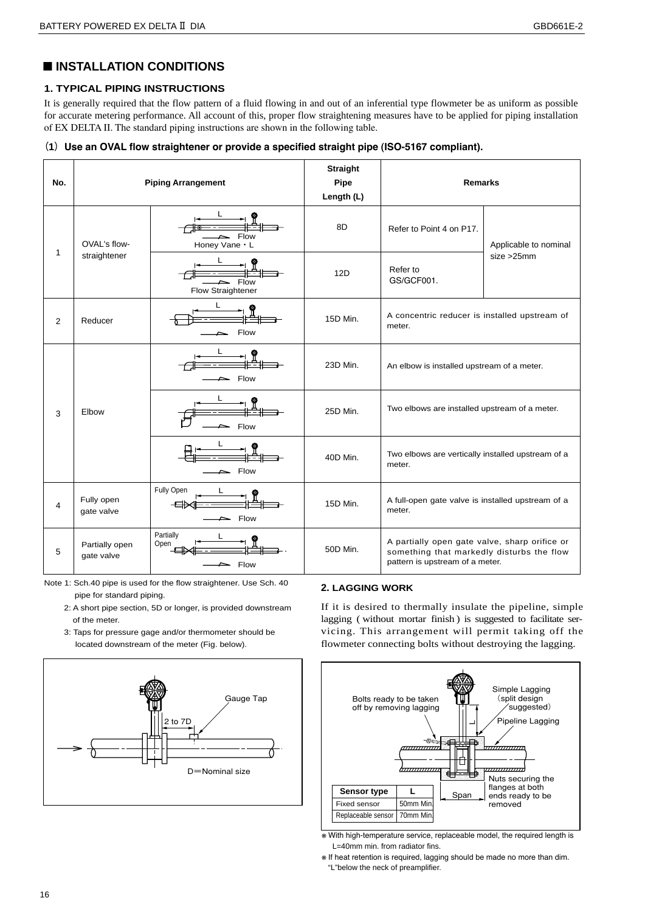## ■ INSTALLATION CONDITIONS

### 1. TYPICAL PIPING INSTRUCTIONS

It is generally required that the flow pattern of a fluid flowing in and out of an inferential type flowmeter be as uniform as possible for accurate metering performance. All account of this, proper flow straightening measures have to be applied for piping installation of EX DELTA II. The standard piping instructions are shown in the following table.

**(1) Use an OVAL flow straightener or provide a specified straight pipe (ISO-5167 compliant).**

| No. | Piping Arrangement | | Straight Pipe Length (L) | Remarks | |
|---|---|---|---|---|---|
| 1 | OVAL's flow-straightener | Honey Vane・L | 8D | Refer to Point 4 on P17. | Applicable to nominal size >25mm |
| | | Flow Straightener | 12D | Refer to GS/GCF001. | |
| 2 | Reducer | | 15D Min. | A concentric reducer is installed upstream of meter. | |
| 3 | Elbow | | 23D Min. | An elbow is installed upstream of a meter. | |
| | | | 25D Min. | Two elbows are installed upstream of a meter. | |
| | | | 40D Min. | Two elbows are vertically installed upstream of a meter. | |
| 4 | Fully open gate valve | Fully Open | 15D Min. | A full-open gate valve is installed upstream of a meter. | |
| 5 | Partially open gate valve | Partially Open | 50D Min. | A partially open gate valve, sharp orifice or something that markedly disturbs the flow pattern is upstream of a meter. | |

Note 1: Sch.40 pipe is used for the flow straightener. Use Sch. 40 pipe for standard piping.

2: A short pipe section, 5D or longer, is provided downstream of the meter.

3: Taps for pressure gage and/or thermometer should be located downstream of the meter (Fig. below).

Gauge Tap
2 to 7D
D＝Nominal size

### 2. LAGGING WORK

If it is desired to thermally insulate the pipeline, simple lagging (without mortar finish) is suggested to facilitate servicing. This arrangement will permit taking off the flowmeter connecting bolts without destroying the lagging.

Bolts ready to be taken off by removing lagging
Simple Lagging (split design suggested)
Pipeline Lagging
Nuts securing the flanges at both ends ready to be removed
Span

| Sensor type | L |
|---|---|
| Fixed sensor | 50mm Min. |
| Replaceable sensor | 70mm Min. |

※ With high-temperature service, replaceable model, the required length is L=40mm min. from radiator fins.

※ If heat retention is required, lagging should be made no more than dim. "L"below the neck of preamplifier.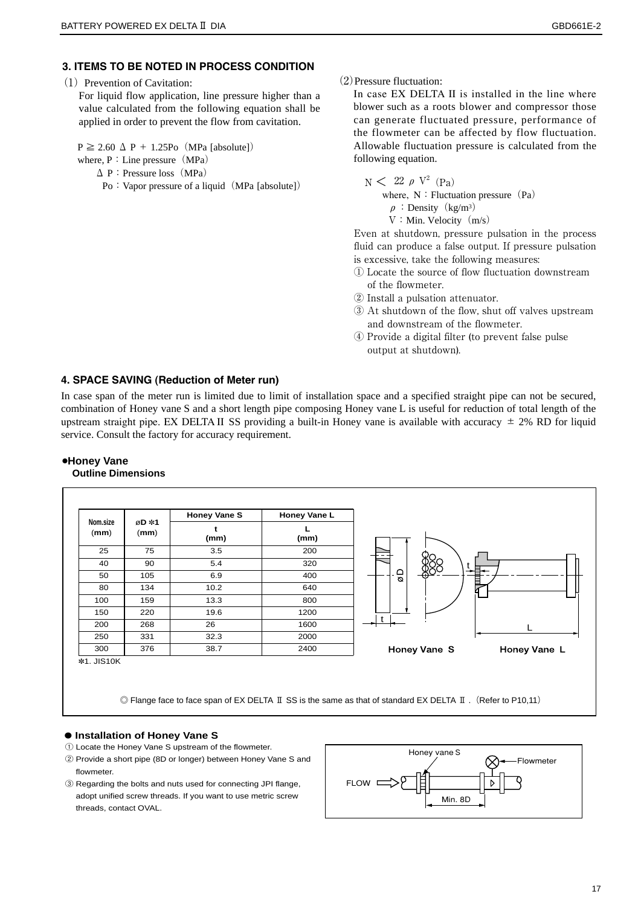## 3. ITEMS TO BE NOTED IN PROCESS CONDITION

(1) Prevention of Cavitation:

For liquid flow application, line pressure higher than a value calculated from the following equation shall be applied in order to prevent the flow from cavitation.

$P \geqq 2.60\ \Delta P + 1.25Po$ (MPa [absolute])

where, P : Line pressure (MPa)

$\Delta P$ : Pressure loss (MPa)

Po : Vapor pressure of a liquid (MPa [absolute])

(2) Pressure fluctuation:

In case EX DELTA II is installed in the line where blower such as a roots blower and compressor those can generate fluctuated pressure, performance of the flowmeter can be affected by flow fluctuation. Allowable fluctuation pressure is calculated from the following equation.

$N < 22\ \rho\ V^2$ (Pa)

where, N : Fluctuation pressure (Pa)

$\rho$ : Density (kg/m³)

V : Min. Velocity (m/s)

Even at shutdown, pressure pulsation in the process fluid can produce a false output. If pressure pulsation is excessive, take the following measures:

① Locate the source of flow fluctuation downstream of the flowmeter.

② Install a pulsation attenuator.

③ At shutdown of the flow, shut off valves upstream and downstream of the flowmeter.

④ Provide a digital filter (to prevent false pulse output at shutdown).

## 4. SPACE SAVING (Reduction of Meter run)

In case span of the meter run is limited due to limit of installation space and a specified straight pipe can not be secured, combination of Honey vane S and a short length pipe composing Honey vane L is useful for reduction of total length of the upstream straight pipe. EX DELTA II SS providing a built-in Honey vane is available with accuracy ± 2% RD for liquid service. Consult the factory for accuracy requirement.

### ●Honey Vane

**Outline Dimensions**

| Nom.size (mm) | ⌀D ✻1 (mm) | Honey Vane S t (mm) | Honey Vane L L (mm) |
|---|---|---|---|
| 25 | 75 | 3.5 | 200 |
| 40 | 90 | 5.4 | 320 |
| 50 | 105 | 6.9 | 400 |
| 80 | 134 | 10.2 | 640 |
| 100 | 159 | 13.3 | 800 |
| 150 | 220 | 19.6 | 1200 |
| 200 | 268 | 26 | 1600 |
| 250 | 331 | 32.3 | 2000 |
| 300 | 376 | 38.7 | 2400 |

✻1. JIS10K

Honey Vane S　　Honey Vane L

◎ Flange face to face span of EX DELTA II SS is the same as that of standard EX DELTA II. (Refer to P10,11)

### ● Installation of Honey Vane S

① Locate the Honey Vane S upstream of the flowmeter.

② Provide a short pipe (8D or longer) between Honey Vane S and flowmeter.

③ Regarding the bolts and nuts used for connecting JPI flange, adopt unified screw threads. If you want to use metric screw threads, contact OVAL.

Honey vane S　Flowmeter　FLOW　Min. 8D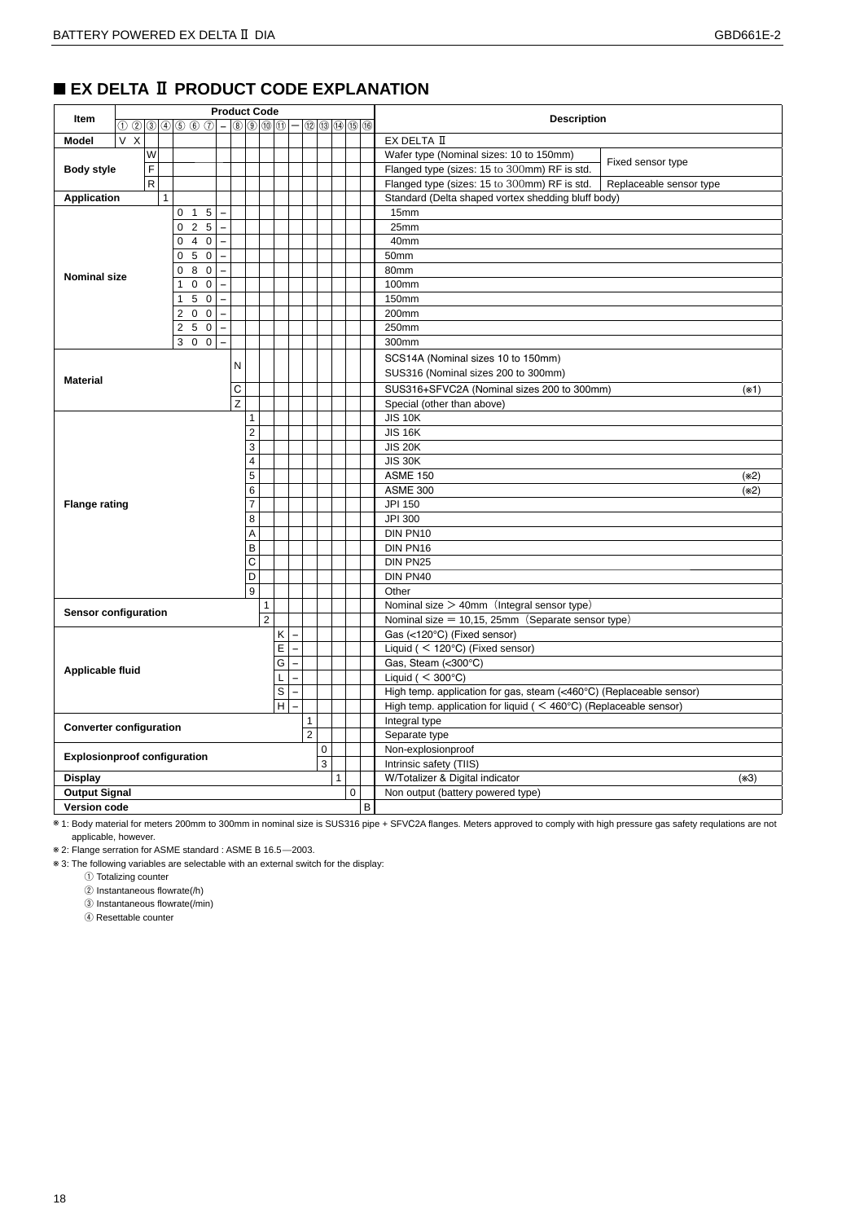## ■ EX DELTA Ⅱ PRODUCT CODE EXPLANATION

| Item | ① | ② | ③ | ④ | ⑤ | ⑥ | ⑦ | – | ⑧ | ⑨ | ⑩ | ⑪ | – | ⑫ | ⑬ | ⑭ | ⑮ | ⑯ | Description | |
|---|---|---|---|---|---|---|---|---|---|---|---|---|---|---|---|---|---|---|---|---|
| **Model** | V | X | | | | | | | | | | | | | | | | | EX DELTA Ⅱ | |
| **Body style** | | | W | | | | | | | | | | | | | | | | Wafer type (Nominal sizes: 10 to 150mm) | Fixed sensor type |
| | | | F | | | | | | | | | | | | | | | | Flanged type (sizes: 15 to 300mm) RF is std. | |
| | | | R | | | | | | | | | | | | | | | | Flanged type (sizes: 15 to 300mm) RF is std. | Replaceable sensor type |
| **Application** | | | | 1 | | | | | | | | | | | | | | | Standard (Delta shaped vortex shedding bluff body) | |
| **Nominal size** | | | | | 0 | 1 | 5 | – | | | | | | | | | | | 15mm | |
| | | | | | 0 | 2 | 5 | – | | | | | | | | | | | 25mm | |
| | | | | | 0 | 4 | 0 | – | | | | | | | | | | | 40mm | |
| | | | | | 0 | 5 | 0 | – | | | | | | | | | | | 50mm | |
| | | | | | 0 | 8 | 0 | – | | | | | | | | | | | 80mm | |
| | | | | | 1 | 0 | 0 | – | | | | | | | | | | | 100mm | |
| | | | | | 1 | 5 | 0 | – | | | | | | | | | | | 150mm | |
| | | | | | 2 | 0 | 0 | – | | | | | | | | | | | 200mm | |
| | | | | | 2 | 5 | 0 | – | | | | | | | | | | | 250mm | |
| | | | | | 3 | 0 | 0 | – | | | | | | | | | | | 300mm | |
| **Material** | | | | | | | | | N | | | | | | | | | | SCS14A (Nominal sizes 10 to 150mm)<br>SUS316 (Nominal sizes 200 to 300mm) | |
| | | | | | | | | | C | | | | | | | | | | SUS316+SFVC2A (Nominal sizes 200 to 300mm) (※1) | |
| | | | | | | | | | Z | | | | | | | | | | Special (other than above) | |
| **Flange rating** | | | | | | | | | | 1 | | | | | | | | | JIS 10K | |
| | | | | | | | | | | 2 | | | | | | | | | JIS 16K | |
| | | | | | | | | | | 3 | | | | | | | | | JIS 20K | |
| | | | | | | | | | | 4 | | | | | | | | | JIS 30K | |
| | | | | | | | | | | 5 | | | | | | | | | ASME 150 (※2) | |
| | | | | | | | | | | 6 | | | | | | | | | ASME 300 (※2) | |
| | | | | | | | | | | 7 | | | | | | | | | JPI 150 | |
| | | | | | | | | | | 8 | | | | | | | | | JPI 300 | |
| | | | | | | | | | | A | | | | | | | | | DIN PN10 | |
| | | | | | | | | | | B | | | | | | | | | DIN PN16 | |
| | | | | | | | | | | C | | | | | | | | | DIN PN25 | |
| | | | | | | | | | | D | | | | | | | | | DIN PN40 | |
| | | | | | | | | | | 9 | | | | | | | | | Other | |
| **Sensor configuration** | | | | | | | | | | | 1 | | | | | | | | Nominal size ＞ 40mm（Integral sensor type） | |
| | | | | | | | | | | | 2 | | | | | | | | Nominal size ＝ 10,15, 25mm（Separate sensor type） | |
| **Applicable fluid** | | | | | | | | | | | | K | – | | | | | | Gas (<120°C) (Fixed sensor) | |
| | | | | | | | | | | | | E | – | | | | | | Liquid ( ＜ 120°C) (Fixed sensor) | |
| | | | | | | | | | | | | G | – | | | | | | Gas, Steam (<300°C) | |
| | | | | | | | | | | | | L | – | | | | | | Liquid ( ＜ 300°C) | |
| | | | | | | | | | | | | S | – | | | | | | High temp. application for gas, steam (<460°C) (Replaceable sensor) | |
| | | | | | | | | | | | | H | – | | | | | | High temp. application for liquid ( ＜ 460°C) (Replaceable sensor) | |
| **Converter configuration** | | | | | | | | | | | | | | 1 | | | | | Integral type | |
| | | | | | | | | | | | | | | 2 | | | | | Separate type | |
| **Explosionproof configuration** | | | | | | | | | | | | | | | 0 | | | | Non-explosionproof | |
| | | | | | | | | | | | | | | | 3 | | | | Intrinsic safety (TIIS) | |
| **Display** | | | | | | | | | | | | | | | | 1 | | | W/Totalizer & Digital indicator (※3) | |
| **Output Signal** | | | | | | | | | | | | | | | | | 0 | | Non output (battery powered type) | |
| **Version code** | | | | | | | | | | | | | | | | | | B | | |

※1: Body material for meters 200mm to 300mm in nominal size is SUS316 pipe + SFVC2A flanges. Meters approved to comply with high pressure gas safety requlations are not applicable, however.

※2: Flange serration for ASME standard : ASME B 16.5―2003.

※3: The following variables are selectable with an external switch for the display:

① Totalizing counter
② Instantaneous flowrate(/h)
③ Instantaneous flowrate(/min)
④ Resettable counter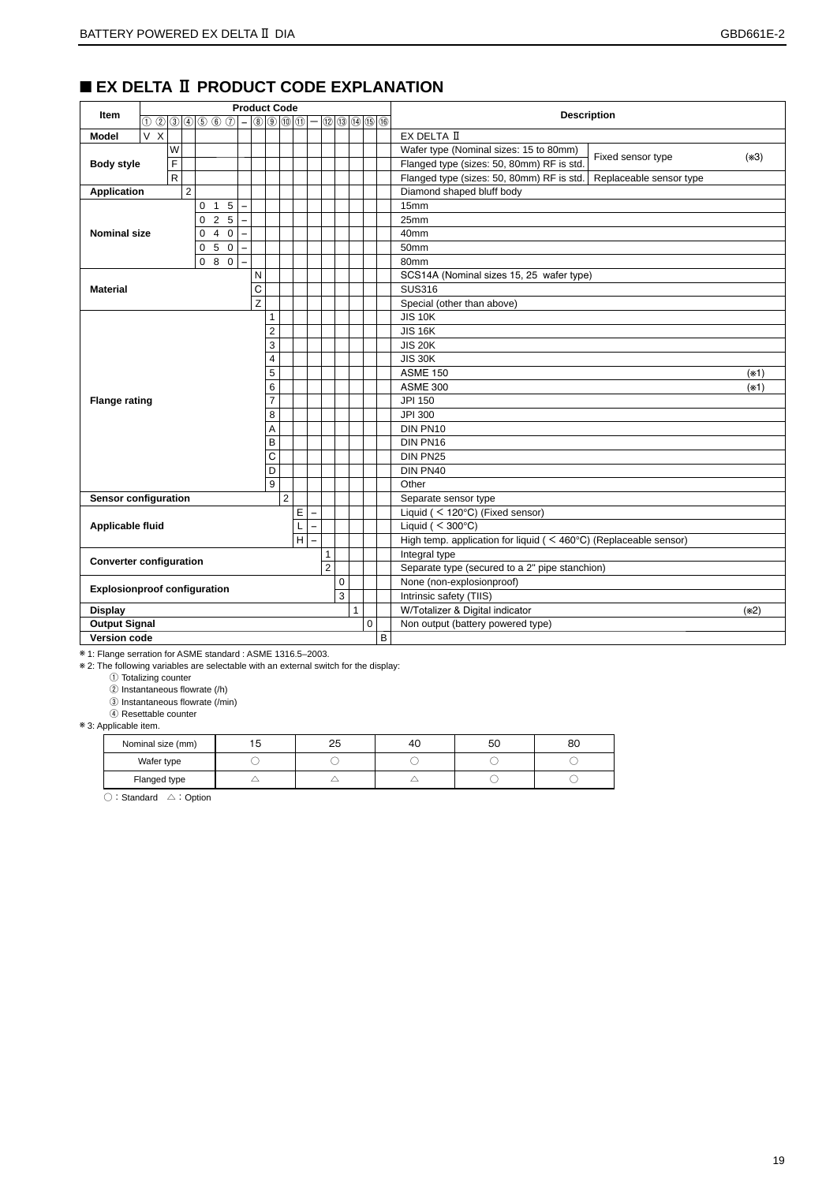## ■ EX DELTA Ⅱ PRODUCT CODE EXPLANATION

| Item | ① | ② | ③ | ④ | ⑤ | ⑥ | ⑦ | – | ⑧ | ⑨ | ⑩ | ⑪ | – | ⑫ | ⑬ | ⑭ | ⑮ | ⑯ | Description | | |
|---|---|---|---|---|---|---|---|---|---|---|---|---|---|---|---|---|---|---|---|---|---|
| Model | V | X | | | | | | | | | | | | | | | | | EX DELTA Ⅱ | | |
| Body style | | | W | | | | | | | | | | | | | | | | Wafer type (Nominal sizes: 15 to 80mm) | Fixed sensor type | (※3) |
| | | | F | | | | | | | | | | | | | | | | Flanged type (sizes: 50, 80mm) RF is std. | | |
| | | | R | | | | | | | | | | | | | | | | Flanged type (sizes: 50, 80mm) RF is std. | Replaceable sensor type | |
| Application | | | | 2 | | | | | | | | | | | | | | | Diamond shaped bluff body | | |
| Nominal size | | | | | 0 | 1 | 5 | – | | | | | | | | | | | 15mm | | |
| | | | | | 0 | 2 | 5 | – | | | | | | | | | | | 25mm | | |
| | | | | | 0 | 4 | 0 | – | | | | | | | | | | | 40mm | | |
| | | | | | 0 | 5 | 0 | – | | | | | | | | | | | 50mm | | |
| | | | | | 0 | 8 | 0 | – | | | | | | | | | | | 80mm | | |
| Material | | | | | | | | | N | | | | | | | | | | SCS14A (Nominal sizes 15, 25 wafer type) | | |
| | | | | | | | | | C | | | | | | | | | | SUS316 | | |
| | | | | | | | | | Z | | | | | | | | | | Special (other than above) | | |
| Flange rating | | | | | | | | | | 1 | | | | | | | | | JIS 10K | | |
| | | | | | | | | | | 2 | | | | | | | | | JIS 16K | | |
| | | | | | | | | | | 3 | | | | | | | | | JIS 20K | | |
| | | | | | | | | | | 4 | | | | | | | | | JIS 30K | | |
| | | | | | | | | | | 5 | | | | | | | | | ASME 150 | | (※1) |
| | | | | | | | | | | 6 | | | | | | | | | ASME 300 | | (※1) |
| | | | | | | | | | | 7 | | | | | | | | | JPI 150 | | |
| | | | | | | | | | | 8 | | | | | | | | | JPI 300 | | |
| | | | | | | | | | | A | | | | | | | | | DIN PN10 | | |
| | | | | | | | | | | B | | | | | | | | | DIN PN16 | | |
| | | | | | | | | | | C | | | | | | | | | DIN PN25 | | |
| | | | | | | | | | | D | | | | | | | | | DIN PN40 | | |
| | | | | | | | | | | 9 | | | | | | | | | Other | | |
| Sensor configuration | | | | | | | | | | | 2 | | | | | | | | Separate sensor type | | |
| Applicable fluid | | | | | | | | | | | | E | – | | | | | | Liquid ( < 120°C) (Fixed sensor) | | |
| | | | | | | | | | | | | L | – | | | | | | Liquid ( < 300°C) | | |
| | | | | | | | | | | | | H | – | | | | | | High temp. application for liquid ( < 460°C) (Replaceable sensor) | | |
| Converter configuration | | | | | | | | | | | | | | 1 | | | | | Integral type | | |
| | | | | | | | | | | | | | | 2 | | | | | Separate type (secured to a 2" pipe stanchion) | | |
| Explosionproof configuration | | | | | | | | | | | | | | | 0 | | | | None (non-explosionproof) | | |
| | | | | | | | | | | | | | | | 3 | | | | Intrinsic safety (TIIS) | | |
| Display | | | | | | | | | | | | | | | | 1 | | | W/Totalizer & Digital indicator | | (※2) |
| Output Signal | | | | | | | | | | | | | | | | | 0 | | Non output (battery powered type) | | |
| Version code | | | | | | | | | | | | | | | | | | B | | | |

※1: Flange serration for ASME standard : ASME 1316.5–2003.

※2: The following variables are selectable with an external switch for the display:
- ① Totalizing counter
- ② Instantaneous flowrate (/h)
- ③ Instantaneous flowrate (/min)
- ④ Resettable counter

※3: Applicable item.

| Nominal size (mm) | 15 | 25 | 40 | 50 | 80 |
|---|---|---|---|---|---|
| Wafer type | ○ | ○ | ○ | ○ | ○ |
| Flanged type | △ | △ | △ | ○ | ○ |

○ : Standard △ : Option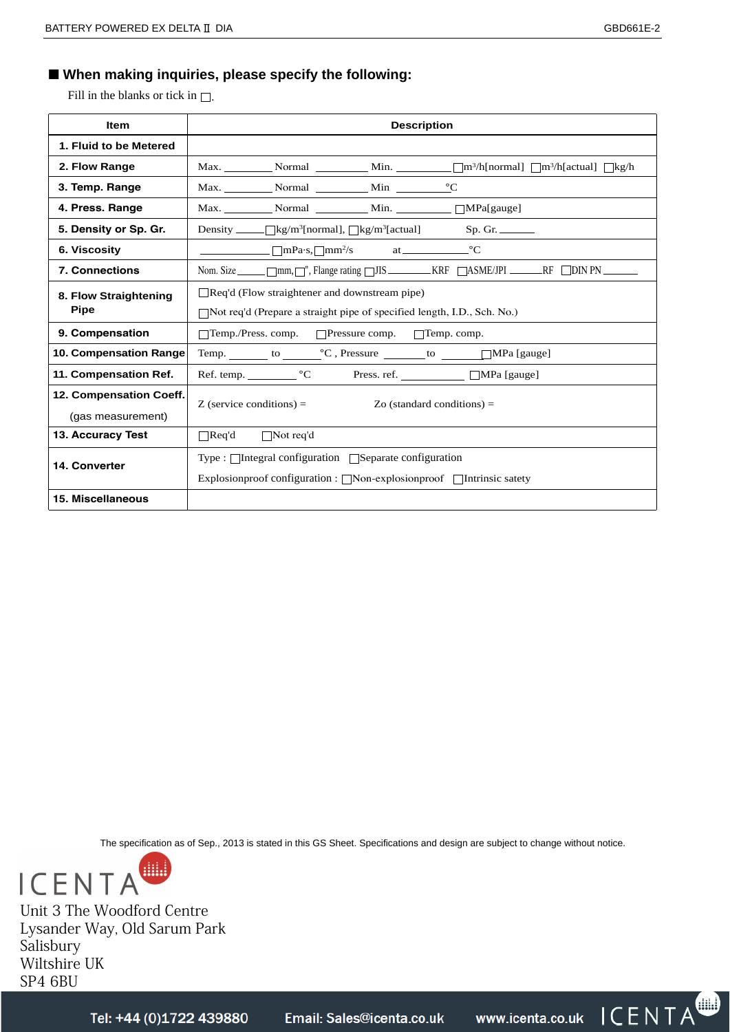## ■ When making inquiries, please specify the following:

Fill in the blanks or tick in □.

| Item | Description |
|---|---|
| 1. Fluid to be Metered | |
| 2. Flow Range | Max. ________ Normal ________ Min. ________ □m³/h[normal] □m³/h[actual] □kg/h |
| 3. Temp. Range | Max. ________ Normal ________ Min ________ °C |
| 4. Press. Range | Max. ________ Normal ________ Min. ________ □MPa[gauge] |
| 5. Density or Sp. Gr. | Density _____ □kg/m³[normal], □kg/m³[actual] Sp. Gr. ______ |
| 6. Viscosity | ____________ □mPa·s, □mm²/s at ____________ °C |
| 7. Connections | Nom. Size _____ □mm, □", Flange rating □JIS ________ KRF □ASME/JPI ______ RF □DIN PN ______ |
| 8. Flow Straightening Pipe | □Req'd (Flow straightener and downstream pipe) <br> □Not req'd (Prepare a straight pipe of specified length, I.D., Sch. No.) |
| 9. Compensation | □Temp./Press. comp. □Pressure comp. □Temp. comp. |
| 10. Compensation Range | Temp. _______ to _______ °C , Pressure _______ to _______ □MPa [gauge] |
| 11. Compensation Ref. | Ref. temp. ________ °C Press. ref. ____________ □MPa [gauge] |
| 12. Compensation Coeff. (gas measurement) | Z (service conditions) = Zo (standard conditions) = |
| 13. Accuracy Test | □Req'd □Not req'd |
| 14. Converter | Type : □Integral configuration □Separate configuration <br> Explosionproof configuration : □Non-explosionproof □Intrinsic satety |
| 15. Miscellaneous | |

The specification as of Sep., 2013 is stated in this GS Sheet. Specifications and design are subject to change without notice.

ICENTA

Unit 3 The Woodford Centre
Lysander Way, Old Sarum Park
Salisbury
Wiltshire UK
SP4 6BU

Tel: +44 (0)1722 439880 Email: Sales@icenta.co.uk www.icenta.co.uk ICENTA